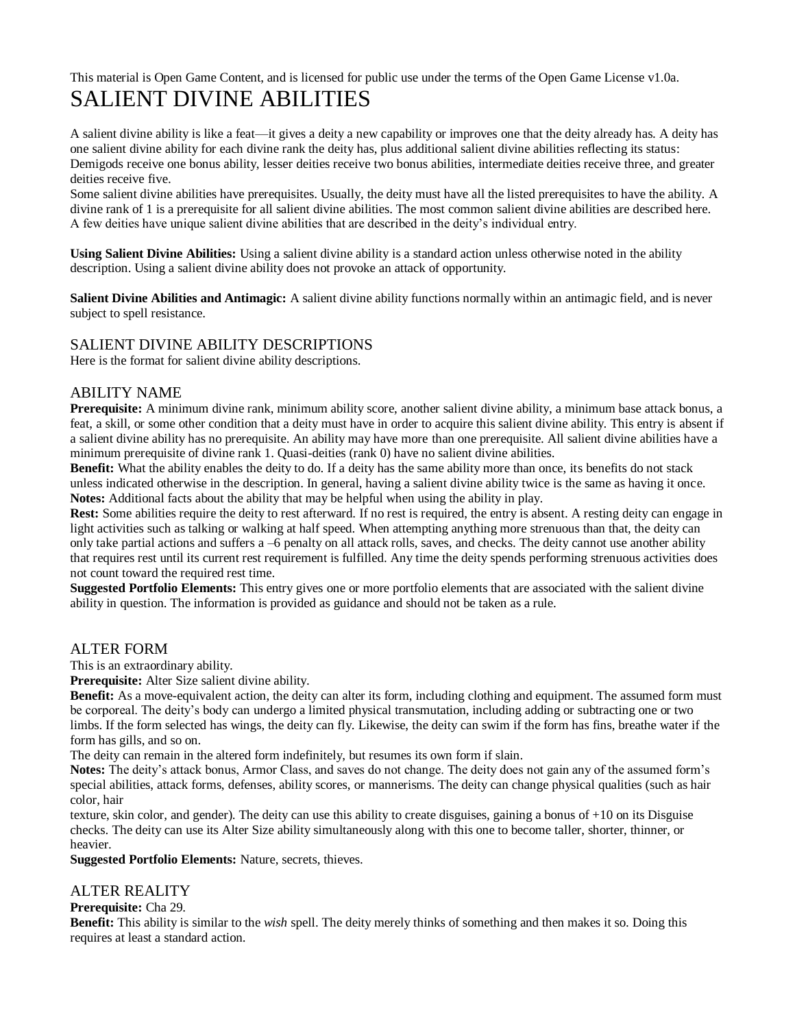This material is Open Game Content, and is licensed for public use under the terms of the Open Game License v1.0a.

# SALIENT DIVINE ABILITIES

A salient divine ability is like a feat—it gives a deity a new capability or improves one that the deity already has. A deity has one salient divine ability for each divine rank the deity has, plus additional salient divine abilities reflecting its status: Demigods receive one bonus ability, lesser deities receive two bonus abilities, intermediate deities receive three, and greater deities receive five.

Some salient divine abilities have prerequisites. Usually, the deity must have all the listed prerequisites to have the ability. A divine rank of 1 is a prerequisite for all salient divine abilities. The most common salient divine abilities are described here. A few deities have unique salient divine abilities that are described in the deity's individual entry.

**Using Salient Divine Abilities:** Using a salient divine ability is a standard action unless otherwise noted in the ability description. Using a salient divine ability does not provoke an attack of opportunity.

**Salient Divine Abilities and Antimagic:** A salient divine ability functions normally within an antimagic field, and is never subject to spell resistance.

## SALIENT DIVINE ABILITY DESCRIPTIONS

Here is the format for salient divine ability descriptions.

## ABILITY NAME

**Prerequisite:** A minimum divine rank, minimum ability score, another salient divine ability, a minimum base attack bonus, a feat, a skill, or some other condition that a deity must have in order to acquire this salient divine ability. This entry is absent if a salient divine ability has no prerequisite. An ability may have more than one prerequisite. All salient divine abilities have a minimum prerequisite of divine rank 1. Quasi-deities (rank 0) have no salient divine abilities.

**Benefit:** What the ability enables the deity to do. If a deity has the same ability more than once, its benefits do not stack unless indicated otherwise in the description. In general, having a salient divine ability twice is the same as having it once.

**Notes:** Additional facts about the ability that may be helpful when using the ability in play.

**Rest:** Some abilities require the deity to rest afterward. If no rest is required, the entry is absent. A resting deity can engage in light activities such as talking or walking at half speed. When attempting anything more strenuous than that, the deity can only take partial actions and suffers a –6 penalty on all attack rolls, saves, and checks. The deity cannot use another ability that requires rest until its current rest requirement is fulfilled. Any time the deity spends performing strenuous activities does not count toward the required rest time.

**Suggested Portfolio Elements:** This entry gives one or more portfolio elements that are associated with the salient divine ability in question. The information is provided as guidance and should not be taken as a rule.

## ALTER FORM

This is an extraordinary ability.

**Prerequisite:** Alter Size salient divine ability.

**Benefit:** As a move-equivalent action, the deity can alter its form, including clothing and equipment. The assumed form must be corporeal. The deity's body can undergo a limited physical transmutation, including adding or subtracting one or two limbs. If the form selected has wings, the deity can fly. Likewise, the deity can swim if the form has fins, breathe water if the form has gills, and so on.

The deity can remain in the altered form indefinitely, but resumes its own form if slain.

**Notes:** The deity's attack bonus, Armor Class, and saves do not change. The deity does not gain any of the assumed form's special abilities, attack forms, defenses, ability scores, or mannerisms. The deity can change physical qualities (such as hair color, hair texture, skin color, and gender). The deity can use this ability to create disguises, gaining a bonus of +10 on its Disguise checks. The deity can use its Alter Size ability simultaneously along with this one to become taller, shorter, thinner, or heavier.

**Suggested Portfolio Elements:** Nature, secrets, thieves.

## ALTER REALITY

**Prerequisite:** Cha 29.

**Benefit:** This ability is similar to the *wish* spell. The deity merely thinks of something and then makes it so. Doing this requires at least a standard action.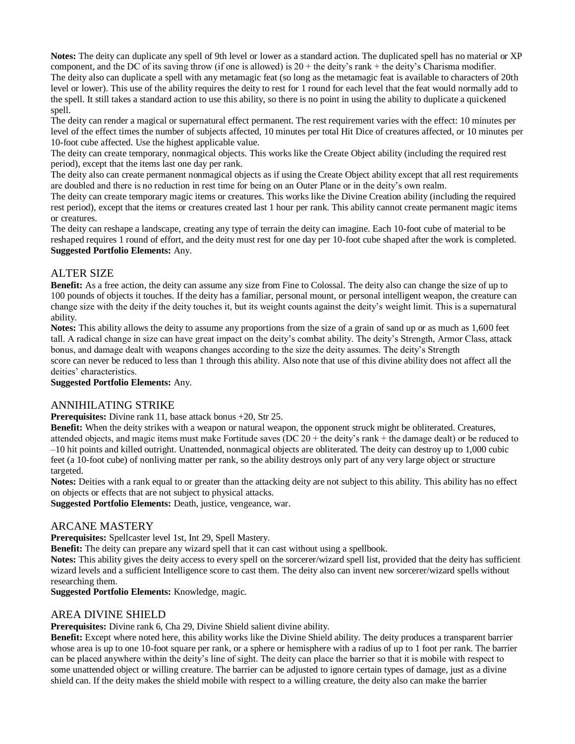**Notes:** The deity can duplicate any spell of 9th level or lower as a standard action. The duplicated spell has no material or XP component, and the DC of its saving throw (if one is allowed) is 20 + the deity's rank + the deity's Charisma modifier.
The deity also can duplicate a spell with any metamagic feat (so long as the metamagic feat is available to characters of 20th level or lower). This use of the ability requires the deity to rest for 1 round for each level that the feat would normally add to the spell. It still takes a standard action to use this ability, so there is no point in using the ability to duplicate a quickened spell.
The deity can render a magical or supernatural effect permanent. The rest requirement varies with the effect: 10 minutes per level of the effect times the number of subjects affected, 10 minutes per total Hit Dice of creatures affected, or 10 minutes per 10-foot cube affected. Use the highest applicable value.
The deity can create temporary, nonmagical objects. This works like the Create Object ability (including the required rest period), except that the items last one day per rank.
The deity also can create permanent nonmagical objects as if using the Create Object ability except that all rest requirements are doubled and there is no reduction in rest time for being on an Outer Plane or in the deity's own realm.
The deity can create temporary magic items or creatures. This works like the Divine Creation ability (including the required rest period), except that the items or creatures created last 1 hour per rank. This ability cannot create permanent magic items or creatures.
The deity can reshape a landscape, creating any type of terrain the deity can imagine. Each 10-foot cube of material to be reshaped requires 1 round of effort, and the deity must rest for one day per 10-foot cube shaped after the work is completed.
**Suggested Portfolio Elements:** Any.

## ALTER SIZE

**Benefit:** As a free action, the deity can assume any size from Fine to Colossal. The deity also can change the size of up to 100 pounds of objects it touches. If the deity has a familiar, personal mount, or personal intelligent weapon, the creature can change size with the deity if the deity touches it, but its weight counts against the deity's weight limit. This is a supernatural ability.
**Notes:** This ability allows the deity to assume any proportions from the size of a grain of sand up or as much as 1,600 feet tall. A radical change in size can have great impact on the deity's combat ability. The deity's Strength, Armor Class, attack bonus, and damage dealt with weapons changes according to the size the deity assumes. The deity's Strength score can never be reduced to less than 1 through this ability. Also note that use of this divine ability does not affect all the deities' characteristics.
**Suggested Portfolio Elements:** Any.

## ANNIHILATING STRIKE

**Prerequisites:** Divine rank 11, base attack bonus +20, Str 25.
**Benefit:** When the deity strikes with a weapon or natural weapon, the opponent struck might be obliterated. Creatures, attended objects, and magic items must make Fortitude saves (DC 20 + the deity's rank + the damage dealt) or be reduced to –10 hit points and killed outright. Unattended, nonmagical objects are obliterated. The deity can destroy up to 1,000 cubic feet (a 10-foot cube) of nonliving matter per rank, so the ability destroys only part of any very large object or structure targeted.
**Notes:** Deities with a rank equal to or greater than the attacking deity are not subject to this ability. This ability has no effect on objects or effects that are not subject to physical attacks.
**Suggested Portfolio Elements:** Death, justice, vengeance, war.

## ARCANE MASTERY

**Prerequisites:** Spellcaster level 1st, Int 29, Spell Mastery.
**Benefit:** The deity can prepare any wizard spell that it can cast without using a spellbook.
**Notes:** This ability gives the deity access to every spell on the sorcerer/wizard spell list, provided that the deity has sufficient wizard levels and a sufficient Intelligence score to cast them. The deity also can invent new sorcerer/wizard spells without researching them.
**Suggested Portfolio Elements:** Knowledge, magic.

## AREA DIVINE SHIELD

**Prerequisites:** Divine rank 6, Cha 29, Divine Shield salient divine ability.
**Benefit:** Except where noted here, this ability works like the Divine Shield ability. The deity produces a transparent barrier whose area is up to one 10-foot square per rank, or a sphere or hemisphere with a radius of up to 1 foot per rank. The barrier can be placed anywhere within the deity's line of sight. The deity can place the barrier so that it is mobile with respect to some unattended object or willing creature. The barrier can be adjusted to ignore certain types of damage, just as a divine shield can. If the deity makes the shield mobile with respect to a willing creature, the deity also can make the barrier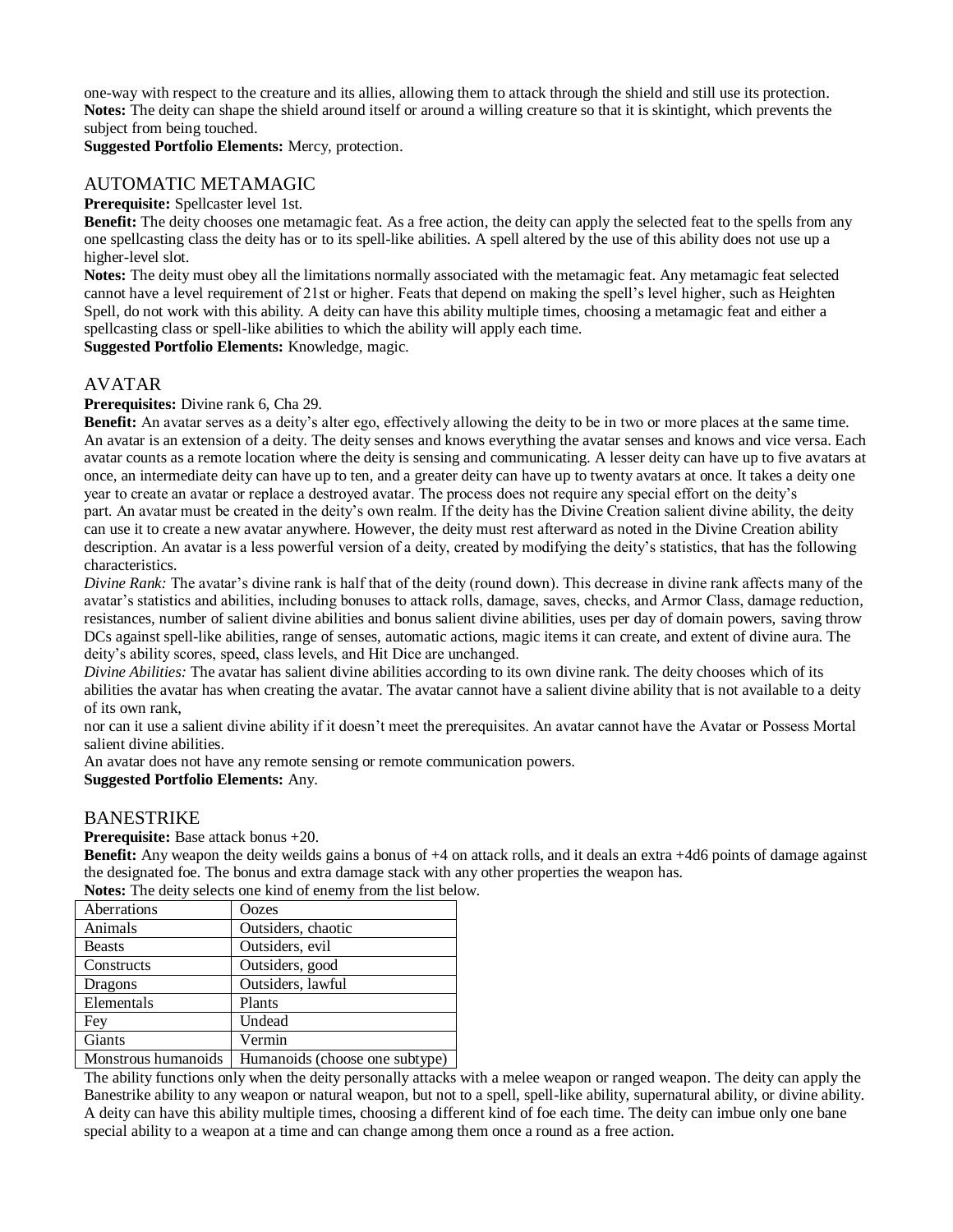one-way with respect to the creature and its allies, allowing them to attack through the shield and still use its protection.
**Notes:** The deity can shape the shield around itself or around a willing creature so that it is skintight, which prevents the subject from being touched.
**Suggested Portfolio Elements:** Mercy, protection.

## AUTOMATIC METAMAGIC

**Prerequisite:** Spellcaster level 1st.
**Benefit:** The deity chooses one metamagic feat. As a free action, the deity can apply the selected feat to the spells from any one spellcasting class the deity has or to its spell-like abilities. A spell altered by the use of this ability does not use up a higher-level slot.
**Notes:** The deity must obey all the limitations normally associated with the metamagic feat. Any metamagic feat selected cannot have a level requirement of 21st or higher. Feats that depend on making the spell's level higher, such as Heighten Spell, do not work with this ability. A deity can have this ability multiple times, choosing a metamagic feat and either a spellcasting class or spell-like abilities to which the ability will apply each time.
**Suggested Portfolio Elements:** Knowledge, magic.

## AVATAR

**Prerequisites:** Divine rank 6, Cha 29.
**Benefit:** An avatar serves as a deity's alter ego, effectively allowing the deity to be in two or more places at the same time. An avatar is an extension of a deity. The deity senses and knows everything the avatar senses and knows and vice versa. Each avatar counts as a remote location where the deity is sensing and communicating. A lesser deity can have up to five avatars at once, an intermediate deity can have up to ten, and a greater deity can have up to twenty avatars at once. It takes a deity one year to create an avatar or replace a destroyed avatar. The process does not require any special effort on the deity's part. An avatar must be created in the deity's own realm. If the deity has the Divine Creation salient divine ability, the deity can use it to create a new avatar anywhere. However, the deity must rest afterward as noted in the Divine Creation ability description. An avatar is a less powerful version of a deity, created by modifying the deity's statistics, that has the following characteristics.
*Divine Rank:* The avatar's divine rank is half that of the deity (round down). This decrease in divine rank affects many of the avatar's statistics and abilities, including bonuses to attack rolls, damage, saves, checks, and Armor Class, damage reduction, resistances, number of salient divine abilities and bonus salient divine abilities, uses per day of domain powers, saving throw DCs against spell-like abilities, range of senses, automatic actions, magic items it can create, and extent of divine aura. The deity's ability scores, speed, class levels, and Hit Dice are unchanged.
*Divine Abilities:* The avatar has salient divine abilities according to its own divine rank. The deity chooses which of its abilities the avatar has when creating the avatar. The avatar cannot have a salient divine ability that is not available to a deity of its own rank,
nor can it use a salient divine ability if it doesn't meet the prerequisites. An avatar cannot have the Avatar or Possess Mortal salient divine abilities.
An avatar does not have any remote sensing or remote communication powers.
**Suggested Portfolio Elements:** Any.

## BANESTRIKE

**Prerequisite:** Base attack bonus +20.
**Benefit:** Any weapon the deity weilds gains a bonus of +4 on attack rolls, and it deals an extra +4d6 points of damage against the designated foe. The bonus and extra damage stack with any other properties the weapon has.
**Notes:** The deity selects one kind of enemy from the list below.

| Aberrations | Oozes |
|---|---|
| Animals | Outsiders, chaotic |
| Beasts | Outsiders, evil |
| Constructs | Outsiders, good |
| Dragons | Outsiders, lawful |
| Elementals | Plants |
| Fey | Undead |
| Giants | Vermin |
| Monstrous humanoids | Humanoids (choose one subtype) |

The ability functions only when the deity personally attacks with a melee weapon or ranged weapon. The deity can apply the Banestrike ability to any weapon or natural weapon, but not to a spell, spell-like ability, supernatural ability, or divine ability. A deity can have this ability multiple times, choosing a different kind of foe each time. The deity can imbue only one bane special ability to a weapon at a time and can change among them once a round as a free action.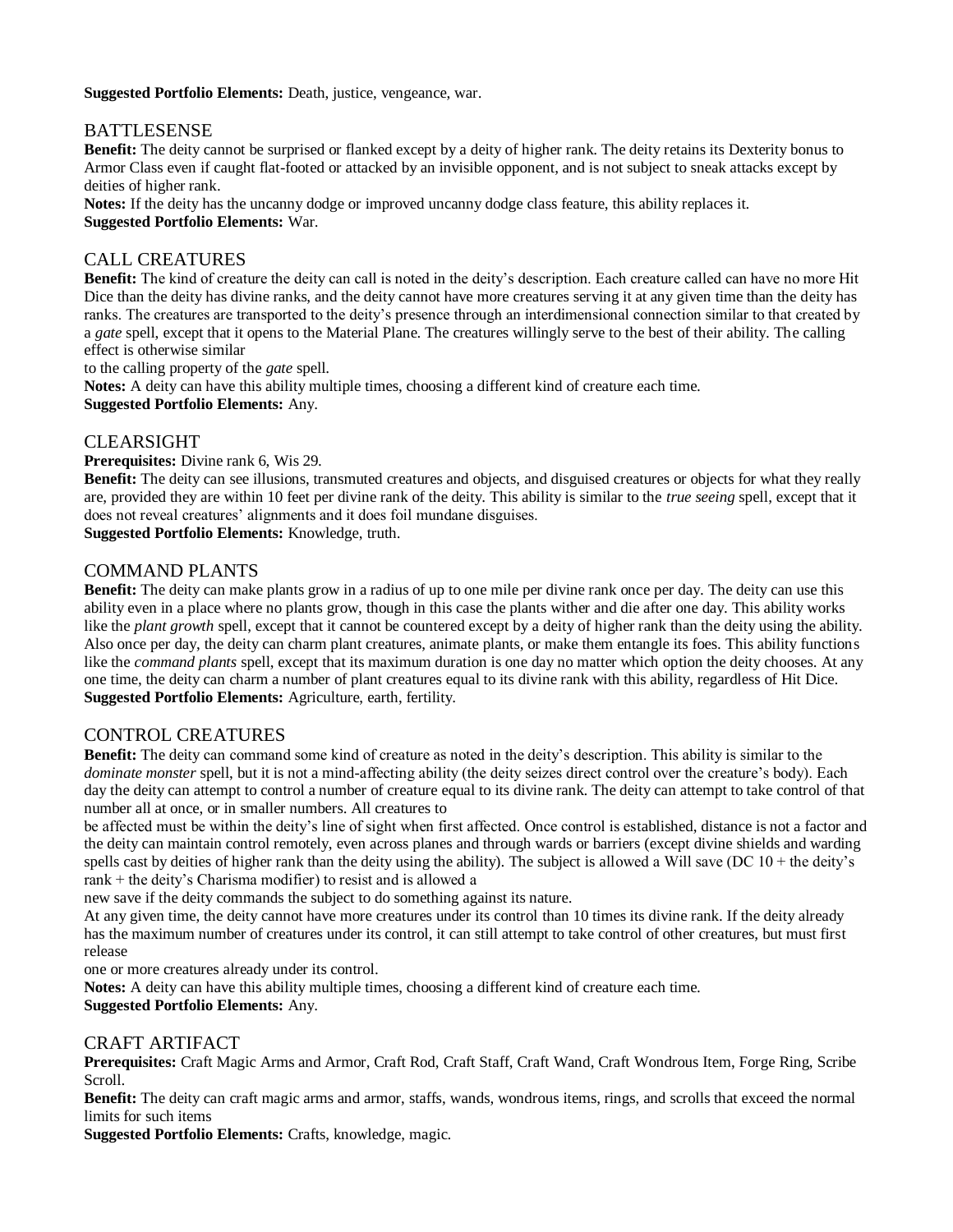**Suggested Portfolio Elements:** Death, justice, vengeance, war.

## BATTLESENSE

**Benefit:** The deity cannot be surprised or flanked except by a deity of higher rank. The deity retains its Dexterity bonus to Armor Class even if caught flat-footed or attacked by an invisible opponent, and is not subject to sneak attacks except by deities of higher rank.

**Notes:** If the deity has the uncanny dodge or improved uncanny dodge class feature, this ability replaces it.

**Suggested Portfolio Elements:** War.

## CALL CREATURES

**Benefit:** The kind of creature the deity can call is noted in the deity's description. Each creature called can have no more Hit Dice than the deity has divine ranks, and the deity cannot have more creatures serving it at any given time than the deity has ranks. The creatures are transported to the deity's presence through an interdimensional connection similar to that created by a *gate* spell, except that it opens to the Material Plane. The creatures willingly serve to the best of their ability. The calling effect is otherwise similar to the calling property of the *gate* spell.

**Notes:** A deity can have this ability multiple times, choosing a different kind of creature each time.

**Suggested Portfolio Elements:** Any.

## CLEARSIGHT

**Prerequisites:** Divine rank 6, Wis 29.

**Benefit:** The deity can see illusions, transmuted creatures and objects, and disguised creatures or objects for what they really are, provided they are within 10 feet per divine rank of the deity. This ability is similar to the *true seeing* spell, except that it does not reveal creatures' alignments and it does foil mundane disguises.

**Suggested Portfolio Elements:** Knowledge, truth.

## COMMAND PLANTS

**Benefit:** The deity can make plants grow in a radius of up to one mile per divine rank once per day. The deity can use this ability even in a place where no plants grow, though in this case the plants wither and die after one day. This ability works like the *plant growth* spell, except that it cannot be countered except by a deity of higher rank than the deity using the ability. Also once per day, the deity can charm plant creatures, animate plants, or make them entangle its foes. This ability functions like the *command plants* spell, except that its maximum duration is one day no matter which option the deity chooses. At any one time, the deity can charm a number of plant creatures equal to its divine rank with this ability, regardless of Hit Dice.

**Suggested Portfolio Elements:** Agriculture, earth, fertility.

## CONTROL CREATURES

**Benefit:** The deity can command some kind of creature as noted in the deity's description. This ability is similar to the *dominate monster* spell, but it is not a mind-affecting ability (the deity seizes direct control over the creature's body). Each day the deity can attempt to control a number of creature equal to its divine rank. The deity can attempt to take control of that number all at once, or in smaller numbers. All creatures to be affected must be within the deity's line of sight when first affected. Once control is established, distance is not a factor and the deity can maintain control remotely, even across planes and through wards or barriers (except divine shields and warding spells cast by deities of higher rank than the deity using the ability). The subject is allowed a Will save (DC 10 + the deity's rank + the deity's Charisma modifier) to resist and is allowed a new save if the deity commands the subject to do something against its nature.

At any given time, the deity cannot have more creatures under its control than 10 times its divine rank. If the deity already has the maximum number of creatures under its control, it can still attempt to take control of other creatures, but must first release one or more creatures already under its control.

**Notes:** A deity can have this ability multiple times, choosing a different kind of creature each time.

**Suggested Portfolio Elements:** Any.

## CRAFT ARTIFACT

**Prerequisites:** Craft Magic Arms and Armor, Craft Rod, Craft Staff, Craft Wand, Craft Wondrous Item, Forge Ring, Scribe Scroll.

**Benefit:** The deity can craft magic arms and armor, staffs, wands, wondrous items, rings, and scrolls that exceed the normal limits for such items

**Suggested Portfolio Elements:** Crafts, knowledge, magic.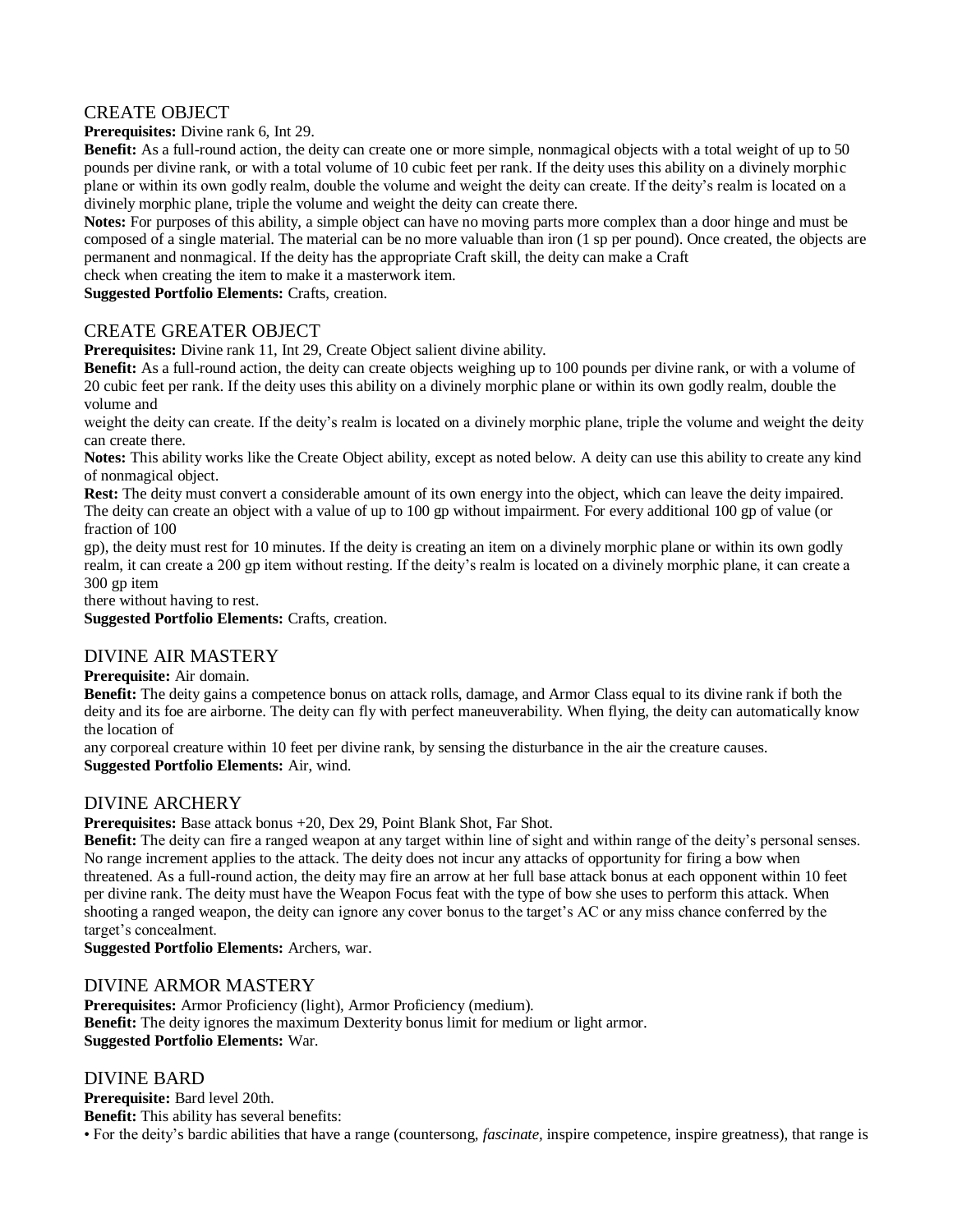## CREATE OBJECT

**Prerequisites:** Divine rank 6, Int 29.

**Benefit:** As a full-round action, the deity can create one or more simple, nonmagical objects with a total weight of up to 50 pounds per divine rank, or with a total volume of 10 cubic feet per rank. If the deity uses this ability on a divinely morphic plane or within its own godly realm, double the volume and weight the deity can create. If the deity's realm is located on a divinely morphic plane, triple the volume and weight the deity can create there.

**Notes:** For purposes of this ability, a simple object can have no moving parts more complex than a door hinge and must be composed of a single material. The material can be no more valuable than iron (1 sp per pound). Once created, the objects are permanent and nonmagical. If the deity has the appropriate Craft skill, the deity can make a Craft check when creating the item to make it a masterwork item.

**Suggested Portfolio Elements:** Crafts, creation.

## CREATE GREATER OBJECT

**Prerequisites:** Divine rank 11, Int 29, Create Object salient divine ability.

**Benefit:** As a full-round action, the deity can create objects weighing up to 100 pounds per divine rank, or with a volume of 20 cubic feet per rank. If the deity uses this ability on a divinely morphic plane or within its own godly realm, double the volume and weight the deity can create. If the deity's realm is located on a divinely morphic plane, triple the volume and weight the deity can create there.

**Notes:** This ability works like the Create Object ability, except as noted below. A deity can use this ability to create any kind of nonmagical object.

**Rest:** The deity must convert a considerable amount of its own energy into the object, which can leave the deity impaired. The deity can create an object with a value of up to 100 gp without impairment. For every additional 100 gp of value (or fraction of 100 gp), the deity must rest for 10 minutes. If the deity is creating an item on a divinely morphic plane or within its own godly realm, it can create a 200 gp item without resting. If the deity's realm is located on a divinely morphic plane, it can create a 300 gp item there without having to rest.

**Suggested Portfolio Elements:** Crafts, creation.

## DIVINE AIR MASTERY

**Prerequisite:** Air domain.

**Benefit:** The deity gains a competence bonus on attack rolls, damage, and Armor Class equal to its divine rank if both the deity and its foe are airborne. The deity can fly with perfect maneuverability. When flying, the deity can automatically know the location of any corporeal creature within 10 feet per divine rank, by sensing the disturbance in the air the creature causes.

**Suggested Portfolio Elements:** Air, wind.

## DIVINE ARCHERY

**Prerequisites:** Base attack bonus +20, Dex 29, Point Blank Shot, Far Shot.

**Benefit:** The deity can fire a ranged weapon at any target within line of sight and within range of the deity's personal senses. No range increment applies to the attack. The deity does not incur any attacks of opportunity for firing a bow when threatened. As a full-round action, the deity may fire an arrow at her full base attack bonus at each opponent within 10 feet per divine rank. The deity must have the Weapon Focus feat with the type of bow she uses to perform this attack. When shooting a ranged weapon, the deity can ignore any cover bonus to the target's AC or any miss chance conferred by the target's concealment.

**Suggested Portfolio Elements:** Archers, war.

## DIVINE ARMOR MASTERY

**Prerequisites:** Armor Proficiency (light), Armor Proficiency (medium).

**Benefit:** The deity ignores the maximum Dexterity bonus limit for medium or light armor.

**Suggested Portfolio Elements:** War.

## DIVINE BARD

**Prerequisite:** Bard level 20th.

**Benefit:** This ability has several benefits:

- For the deity's bardic abilities that have a range (countersong, *fascinate*, inspire competence, inspire greatness), that range is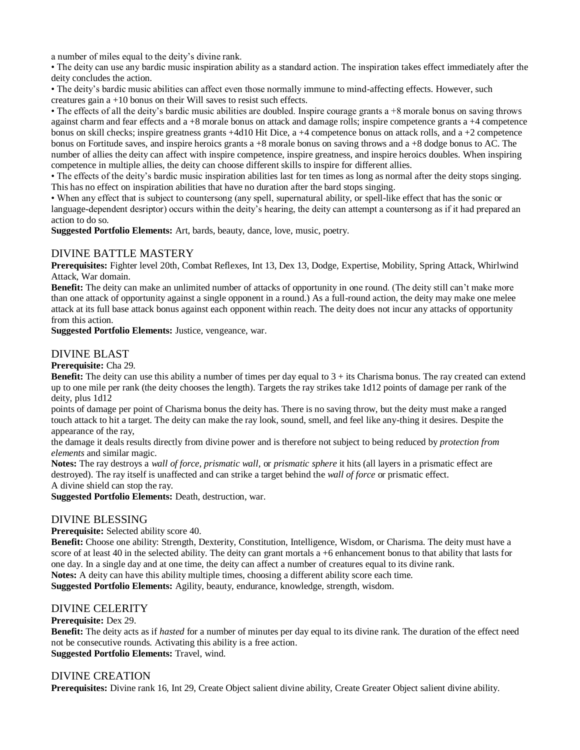a number of miles equal to the deity's divine rank.

• The deity can use any bardic music inspiration ability as a standard action. The inspiration takes effect immediately after the deity concludes the action.

• The deity's bardic music abilities can affect even those normally immune to mind-affecting effects. However, such creatures gain a +10 bonus on their Will saves to resist such effects.

• The effects of all the deity's bardic music abilities are doubled. Inspire courage grants a +8 morale bonus on saving throws against charm and fear effects and a +8 morale bonus on attack and damage rolls; inspire competence grants a +4 competence bonus on skill checks; inspire greatness grants +4d10 Hit Dice, a +4 competence bonus on attack rolls, and a +2 competence bonus on Fortitude saves, and inspire heroics grants a +8 morale bonus on saving throws and a +8 dodge bonus to AC. The number of allies the deity can affect with inspire competence, inspire greatness, and inspire heroics doubles. When inspiring competence in multiple allies, the deity can choose different skills to inspire for different allies.

• The effects of the deity's bardic music inspiration abilities last for ten times as long as normal after the deity stops singing. This has no effect on inspiration abilities that have no duration after the bard stops singing.

• When any effect that is subject to countersong (any spell, supernatural ability, or spell-like effect that has the sonic or language-dependent desriptor) occurs within the deity's hearing, the deity can attempt a countersong as if it had prepared an action to do so.

**Suggested Portfolio Elements:** Art, bards, beauty, dance, love, music, poetry.

## DIVINE BATTLE MASTERY

**Prerequisites:** Fighter level 20th, Combat Reflexes, Int 13, Dex 13, Dodge, Expertise, Mobility, Spring Attack, Whirlwind Attack, War domain.

**Benefit:** The deity can make an unlimited number of attacks of opportunity in one round. (The deity still can't make more than one attack of opportunity against a single opponent in a round.) As a full-round action, the deity may make one melee attack at its full base attack bonus against each opponent within reach. The deity does not incur any attacks of opportunity from this action.

**Suggested Portfolio Elements:** Justice, vengeance, war.

## DIVINE BLAST

**Prerequisite:** Cha 29.

**Benefit:** The deity can use this ability a number of times per day equal to 3 + its Charisma bonus. The ray created can extend up to one mile per rank (the deity chooses the length). Targets the ray strikes take 1d12 points of damage per rank of the deity, plus 1d12 points of damage per point of Charisma bonus the deity has. There is no saving throw, but the deity must make a ranged touch attack to hit a target. The deity can make the ray look, sound, smell, and feel like any-thing it desires. Despite the appearance of the ray, the damage it deals results directly from divine power and is therefore not subject to being reduced by *protection from elements* and similar magic.

**Notes:** The ray destroys a *wall of force, prismatic wall*, or *prismatic sphere* it hits (all layers in a prismatic effect are destroyed). The ray itself is unaffected and can strike a target behind the *wall of force* or prismatic effect.
A divine shield can stop the ray.

**Suggested Portfolio Elements:** Death, destruction, war.

## DIVINE BLESSING

**Prerequisite:** Selected ability score 40.

**Benefit:** Choose one ability: Strength, Dexterity, Constitution, Intelligence, Wisdom, or Charisma. The deity must have a score of at least 40 in the selected ability. The deity can grant mortals a +6 enhancement bonus to that ability that lasts for one day. In a single day and at one time, the deity can affect a number of creatures equal to its divine rank.

**Notes:** A deity can have this ability multiple times, choosing a different ability score each time.

**Suggested Portfolio Elements:** Agility, beauty, endurance, knowledge, strength, wisdom.

## DIVINE CELERITY

**Prerequisite:** Dex 29.

**Benefit:** The deity acts as if *hasted* for a number of minutes per day equal to its divine rank. The duration of the effect need not be consecutive rounds. Activating this ability is a free action.

**Suggested Portfolio Elements:** Travel, wind.

## DIVINE CREATION

**Prerequisites:** Divine rank 16, Int 29, Create Object salient divine ability, Create Greater Object salient divine ability.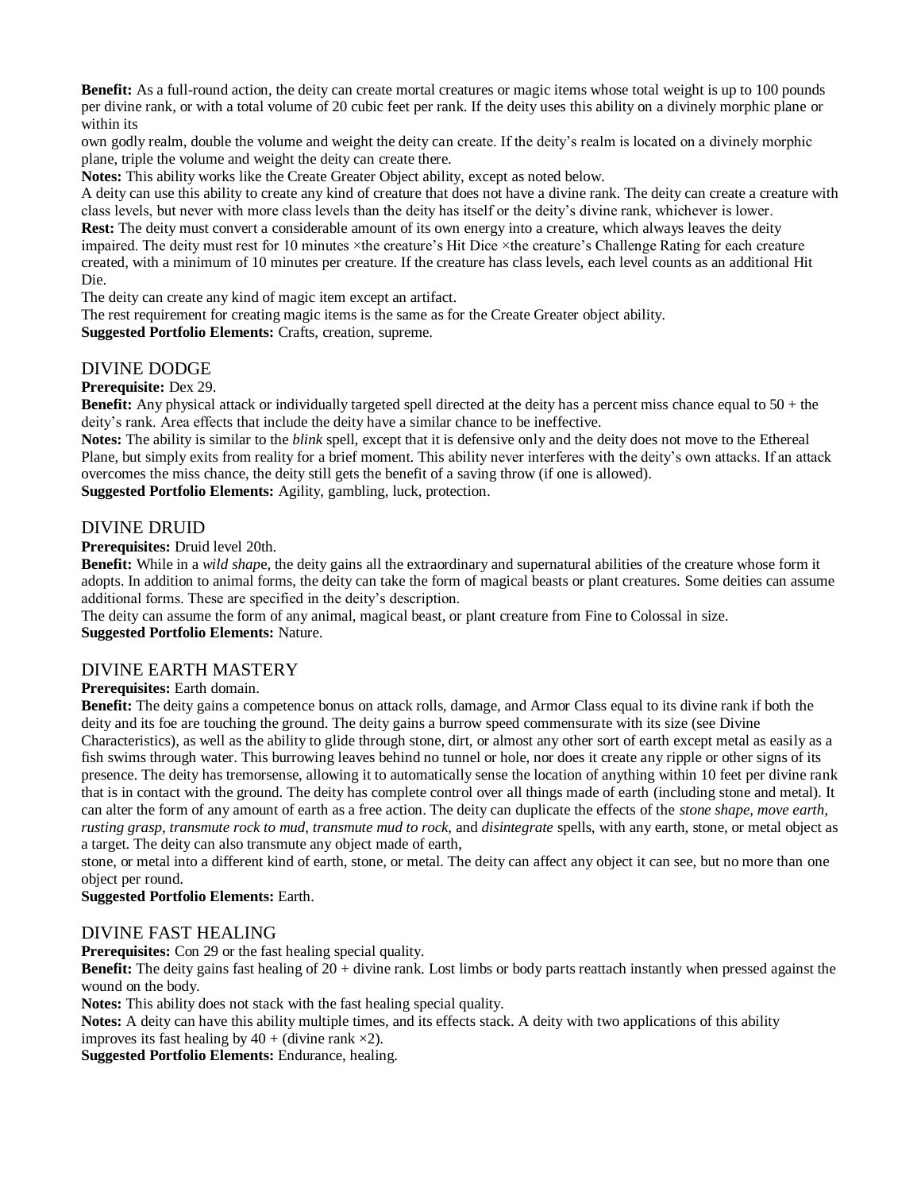**Benefit:** As a full-round action, the deity can create mortal creatures or magic items whose total weight is up to 100 pounds per divine rank, or with a total volume of 20 cubic feet per rank. If the deity uses this ability on a divinely morphic plane or within its

own godly realm, double the volume and weight the deity can create. If the deity's realm is located on a divinely morphic plane, triple the volume and weight the deity can create there.

**Notes:** This ability works like the Create Greater Object ability, except as noted below.

A deity can use this ability to create any kind of creature that does not have a divine rank. The deity can create a creature with class levels, but never with more class levels than the deity has itself or the deity's divine rank, whichever is lower.

**Rest:** The deity must convert a considerable amount of its own energy into a creature, which always leaves the deity impaired. The deity must rest for 10 minutes ×the creature's Hit Dice ×the creature's Challenge Rating for each creature created, with a minimum of 10 minutes per creature. If the creature has class levels, each level counts as an additional Hit Die.

The deity can create any kind of magic item except an artifact.

The rest requirement for creating magic items is the same as for the Create Greater object ability.

**Suggested Portfolio Elements:** Crafts, creation, supreme.

## DIVINE DODGE

**Prerequisite:** Dex 29.

**Benefit:** Any physical attack or individually targeted spell directed at the deity has a percent miss chance equal to 50 + the deity's rank. Area effects that include the deity have a similar chance to be ineffective.

**Notes:** The ability is similar to the *blink* spell, except that it is defensive only and the deity does not move to the Ethereal Plane, but simply exits from reality for a brief moment. This ability never interferes with the deity's own attacks. If an attack overcomes the miss chance, the deity still gets the benefit of a saving throw (if one is allowed).

**Suggested Portfolio Elements:** Agility, gambling, luck, protection.

## DIVINE DRUID

**Prerequisites:** Druid level 20th.

**Benefit:** While in a *wild shape*, the deity gains all the extraordinary and supernatural abilities of the creature whose form it adopts. In addition to animal forms, the deity can take the form of magical beasts or plant creatures. Some deities can assume additional forms. These are specified in the deity's description.

The deity can assume the form of any animal, magical beast, or plant creature from Fine to Colossal in size.

**Suggested Portfolio Elements:** Nature.

## DIVINE EARTH MASTERY

**Prerequisites:** Earth domain.

**Benefit:** The deity gains a competence bonus on attack rolls, damage, and Armor Class equal to its divine rank if both the deity and its foe are touching the ground. The deity gains a burrow speed commensurate with its size (see Divine Characteristics), as well as the ability to glide through stone, dirt, or almost any other sort of earth except metal as easily as a fish swims through water. This burrowing leaves behind no tunnel or hole, nor does it create any ripple or other signs of its presence. The deity has tremorsense, allowing it to automatically sense the location of anything within 10 feet per divine rank that is in contact with the ground. The deity has complete control over all things made of earth (including stone and metal). It can alter the form of any amount of earth as a free action. The deity can duplicate the effects of the *stone shape, move earth, rusting grasp, transmute rock to mud, transmute mud to rock,* and *disintegrate* spells, with any earth, stone, or metal object as a target. The deity can also transmute any object made of earth,

stone, or metal into a different kind of earth, stone, or metal. The deity can affect any object it can see, but no more than one object per round.

**Suggested Portfolio Elements:** Earth.

## DIVINE FAST HEALING

**Prerequisites:** Con 29 or the fast healing special quality.

**Benefit:** The deity gains fast healing of 20 + divine rank. Lost limbs or body parts reattach instantly when pressed against the wound on the body.

**Notes:** This ability does not stack with the fast healing special quality.

**Notes:** A deity can have this ability multiple times, and its effects stack. A deity with two applications of this ability improves its fast healing by 40 + (divine rank ×2).

**Suggested Portfolio Elements:** Endurance, healing.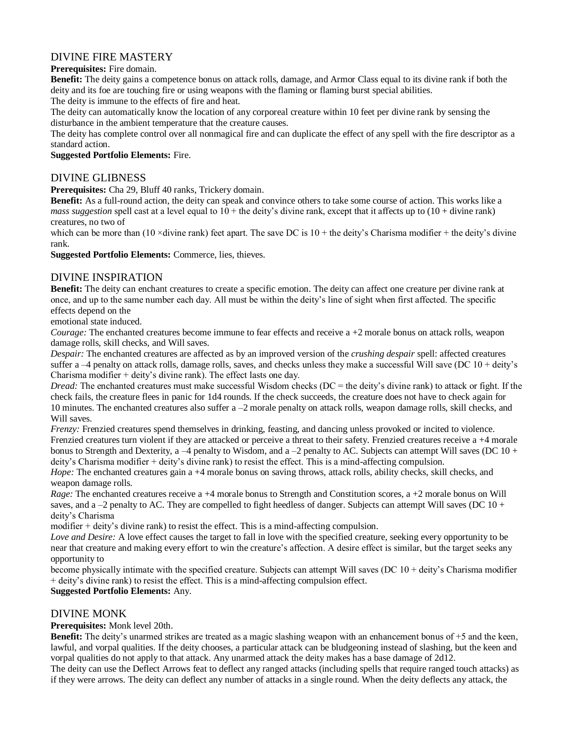## DIVINE FIRE MASTERY

**Prerequisites:** Fire domain.

**Benefit:** The deity gains a competence bonus on attack rolls, damage, and Armor Class equal to its divine rank if both the deity and its foe are touching fire or using weapons with the flaming or flaming burst special abilities.

The deity is immune to the effects of fire and heat.

The deity can automatically know the location of any corporeal creature within 10 feet per divine rank by sensing the disturbance in the ambient temperature that the creature causes.

The deity has complete control over all nonmagical fire and can duplicate the effect of any spell with the fire descriptor as a standard action.

**Suggested Portfolio Elements:** Fire.

## DIVINE GLIBNESS

**Prerequisites:** Cha 29, Bluff 40 ranks, Trickery domain.

**Benefit:** As a full-round action, the deity can speak and convince others to take some course of action. This works like a *mass suggestion* spell cast at a level equal to 10 + the deity's divine rank, except that it affects up to (10 + divine rank) creatures, no two of which can be more than (10 ×divine rank) feet apart. The save DC is 10 + the deity's Charisma modifier + the deity's divine rank.

**Suggested Portfolio Elements:** Commerce, lies, thieves.

## DIVINE INSPIRATION

**Benefit:** The deity can enchant creatures to create a specific emotion. The deity can affect one creature per divine rank at once, and up to the same number each day. All must be within the deity's line of sight when first affected. The specific effects depend on the emotional state induced.

*Courage:* The enchanted creatures become immune to fear effects and receive a +2 morale bonus on attack rolls, weapon damage rolls, skill checks, and Will saves.

*Despair:* The enchanted creatures are affected as by an improved version of the *crushing despair* spell: affected creatures suffer a –4 penalty on attack rolls, damage rolls, saves, and checks unless they make a successful Will save (DC 10 + deity's Charisma modifier + deity's divine rank). The effect lasts one day.

*Dread:* The enchanted creatures must make successful Wisdom checks (DC = the deity's divine rank) to attack or fight. If the check fails, the creature flees in panic for 1d4 rounds. If the check succeeds, the creature does not have to check again for 10 minutes. The enchanted creatures also suffer a –2 morale penalty on attack rolls, weapon damage rolls, skill checks, and Will saves.

*Frenzy:* Frenzied creatures spend themselves in drinking, feasting, and dancing unless provoked or incited to violence. Frenzied creatures turn violent if they are attacked or perceive a threat to their safety. Frenzied creatures receive a +4 morale bonus to Strength and Dexterity, a –4 penalty to Wisdom, and a –2 penalty to AC. Subjects can attempt Will saves (DC 10 + deity's Charisma modifier + deity's divine rank) to resist the effect. This is a mind-affecting compulsion.

*Hope:* The enchanted creatures gain a +4 morale bonus on saving throws, attack rolls, ability checks, skill checks, and weapon damage rolls.

*Rage:* The enchanted creatures receive a +4 morale bonus to Strength and Constitution scores, a +2 morale bonus on Will saves, and a –2 penalty to AC. They are compelled to fight heedless of danger. Subjects can attempt Will saves (DC 10 + deity's Charisma modifier + deity's divine rank) to resist the effect. This is a mind-affecting compulsion.

*Love and Desire:* A love effect causes the target to fall in love with the specified creature, seeking every opportunity to be near that creature and making every effort to win the creature's affection. A desire effect is similar, but the target seeks any opportunity to become physically intimate with the specified creature. Subjects can attempt Will saves (DC 10 + deity's Charisma modifier + deity's divine rank) to resist the effect. This is a mind-affecting compulsion effect.

**Suggested Portfolio Elements:** Any.

## DIVINE MONK

**Prerequisites:** Monk level 20th.

**Benefit:** The deity's unarmed strikes are treated as a magic slashing weapon with an enhancement bonus of +5 and the keen, lawful, and vorpal qualities. If the deity chooses, a particular attack can be bludgeoning instead of slashing, but the keen and vorpal qualities do not apply to that attack. Any unarmed attack the deity makes has a base damage of 2d12.

The deity can use the Deflect Arrows feat to deflect any ranged attacks (including spells that require ranged touch attacks) as if they were arrows. The deity can deflect any number of attacks in a single round. When the deity deflects any attack, the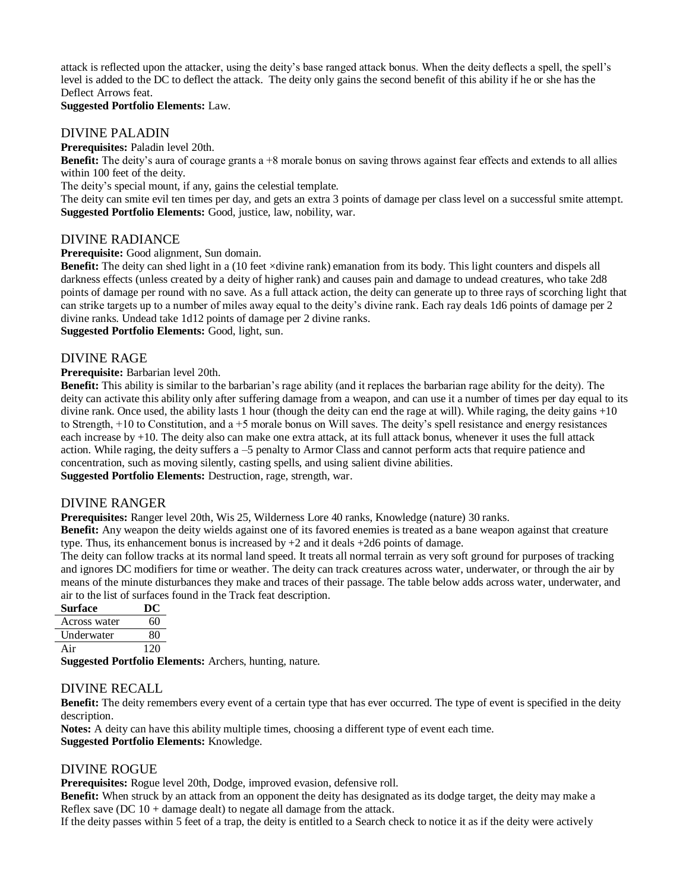attack is reflected upon the attacker, using the deity's base ranged attack bonus. When the deity deflects a spell, the spell's level is added to the DC to deflect the attack. The deity only gains the second benefit of this ability if he or she has the Deflect Arrows feat.

**Suggested Portfolio Elements:** Law.

## DIVINE PALADIN

**Prerequisites:** Paladin level 20th.

**Benefit:** The deity's aura of courage grants a +8 morale bonus on saving throws against fear effects and extends to all allies within 100 feet of the deity.

The deity's special mount, if any, gains the celestial template.

The deity can smite evil ten times per day, and gets an extra 3 points of damage per class level on a successful smite attempt.

**Suggested Portfolio Elements:** Good, justice, law, nobility, war.

## DIVINE RADIANCE

**Prerequisite:** Good alignment, Sun domain.

**Benefit:** The deity can shed light in a (10 feet ×divine rank) emanation from its body. This light counters and dispels all darkness effects (unless created by a deity of higher rank) and causes pain and damage to undead creatures, who take 2d8 points of damage per round with no save. As a full attack action, the deity can generate up to three rays of scorching light that can strike targets up to a number of miles away equal to the deity's divine rank. Each ray deals 1d6 points of damage per 2 divine ranks. Undead take 1d12 points of damage per 2 divine ranks.

**Suggested Portfolio Elements:** Good, light, sun.

## DIVINE RAGE

**Prerequisite:** Barbarian level 20th.

**Benefit:** This ability is similar to the barbarian's rage ability (and it replaces the barbarian rage ability for the deity). The deity can activate this ability only after suffering damage from a weapon, and can use it a number of times per day equal to its divine rank. Once used, the ability lasts 1 hour (though the deity can end the rage at will). While raging, the deity gains +10 to Strength, +10 to Constitution, and a +5 morale bonus on Will saves. The deity's spell resistance and energy resistances each increase by +10. The deity also can make one extra attack, at its full attack bonus, whenever it uses the full attack action. While raging, the deity suffers a –5 penalty to Armor Class and cannot perform acts that require patience and concentration, such as moving silently, casting spells, and using salient divine abilities.

**Suggested Portfolio Elements:** Destruction, rage, strength, war.

## DIVINE RANGER

**Prerequisites:** Ranger level 20th, Wis 25, Wilderness Lore 40 ranks, Knowledge (nature) 30 ranks.

**Benefit:** Any weapon the deity wields against one of its favored enemies is treated as a bane weapon against that creature type. Thus, its enhancement bonus is increased by +2 and it deals +2d6 points of damage.

The deity can follow tracks at its normal land speed. It treats all normal terrain as very soft ground for purposes of tracking and ignores DC modifiers for time or weather. The deity can track creatures across water, underwater, or through the air by means of the minute disturbances they make and traces of their passage. The table below adds across water, underwater, and air to the list of surfaces found in the Track feat description.

| Surface | DC |
|---|---|
| Across water | 60 |
| Underwater | 80 |
| Air | 120 |

**Suggested Portfolio Elements:** Archers, hunting, nature.

## DIVINE RECALL

**Benefit:** The deity remembers every event of a certain type that has ever occurred. The type of event is specified in the deity description.

**Notes:** A deity can have this ability multiple times, choosing a different type of event each time.

**Suggested Portfolio Elements:** Knowledge.

## DIVINE ROGUE

**Prerequisites:** Rogue level 20th, Dodge, improved evasion, defensive roll.

**Benefit:** When struck by an attack from an opponent the deity has designated as its dodge target, the deity may make a Reflex save (DC 10 + damage dealt) to negate all damage from the attack.

If the deity passes within 5 feet of a trap, the deity is entitled to a Search check to notice it as if the deity were actively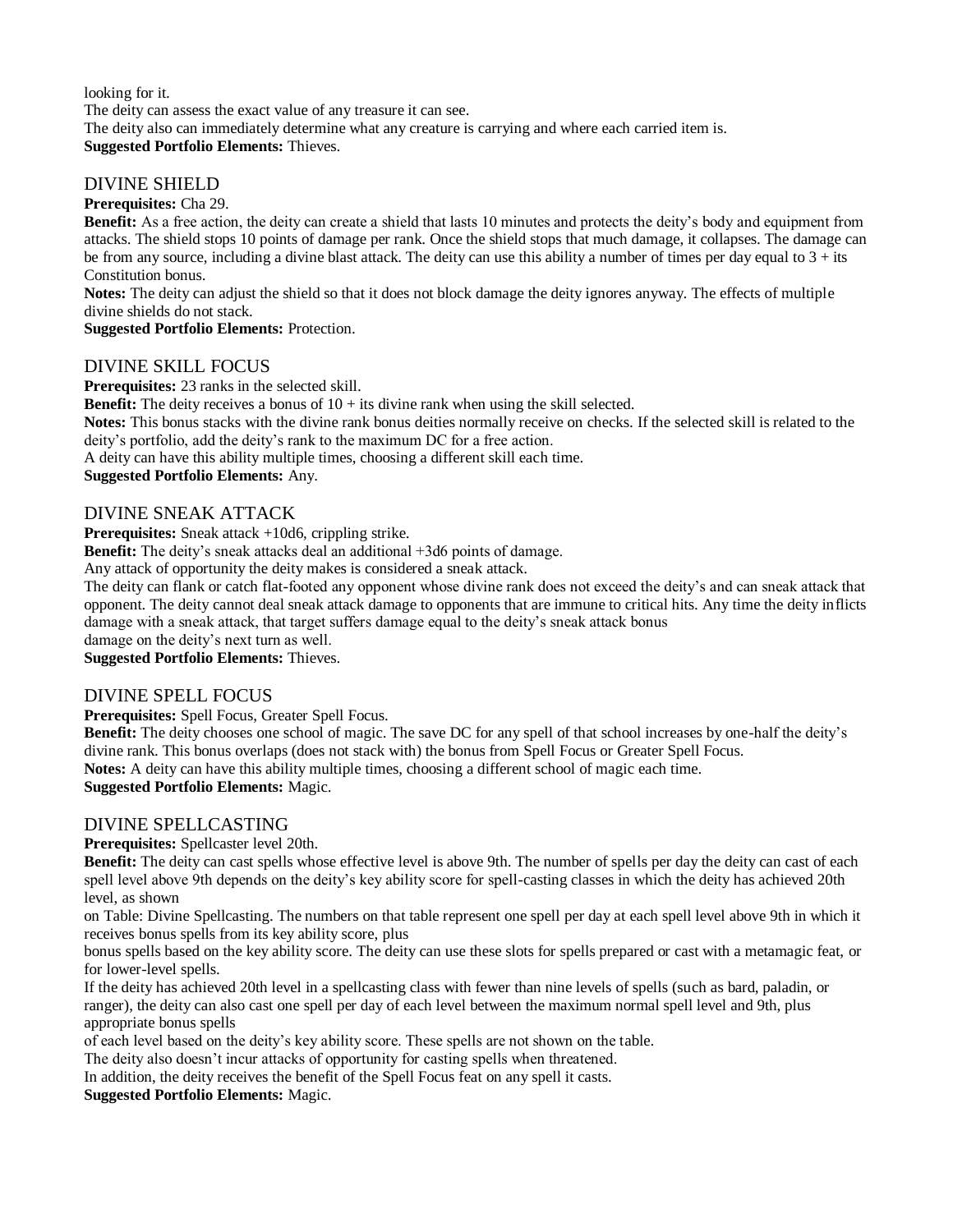looking for it.

The deity can assess the exact value of any treasure it can see.

The deity also can immediately determine what any creature is carrying and where each carried item is.

**Suggested Portfolio Elements:** Thieves.

## DIVINE SHIELD

**Prerequisites:** Cha 29.

**Benefit:** As a free action, the deity can create a shield that lasts 10 minutes and protects the deity's body and equipment from attacks. The shield stops 10 points of damage per rank. Once the shield stops that much damage, it collapses. The damage can be from any source, including a divine blast attack. The deity can use this ability a number of times per day equal to 3 + its Constitution bonus.

**Notes:** The deity can adjust the shield so that it does not block damage the deity ignores anyway. The effects of multiple divine shields do not stack.

**Suggested Portfolio Elements:** Protection.

## DIVINE SKILL FOCUS

**Prerequisites:** 23 ranks in the selected skill.

**Benefit:** The deity receives a bonus of 10 + its divine rank when using the skill selected.

**Notes:** This bonus stacks with the divine rank bonus deities normally receive on checks. If the selected skill is related to the deity's portfolio, add the deity's rank to the maximum DC for a free action.

A deity can have this ability multiple times, choosing a different skill each time.

**Suggested Portfolio Elements:** Any.

## DIVINE SNEAK ATTACK

**Prerequisites:** Sneak attack +10d6, crippling strike.

**Benefit:** The deity's sneak attacks deal an additional +3d6 points of damage.

Any attack of opportunity the deity makes is considered a sneak attack.

The deity can flank or catch flat-footed any opponent whose divine rank does not exceed the deity's and can sneak attack that opponent. The deity cannot deal sneak attack damage to opponents that are immune to critical hits. Any time the deity inflicts damage with a sneak attack, that target suffers damage equal to the deity's sneak attack bonus damage on the deity's next turn as well.

**Suggested Portfolio Elements:** Thieves.

## DIVINE SPELL FOCUS

**Prerequisites:** Spell Focus, Greater Spell Focus.

**Benefit:** The deity chooses one school of magic. The save DC for any spell of that school increases by one-half the deity's divine rank. This bonus overlaps (does not stack with) the bonus from Spell Focus or Greater Spell Focus.

**Notes:** A deity can have this ability multiple times, choosing a different school of magic each time.

**Suggested Portfolio Elements:** Magic.

## DIVINE SPELLCASTING

**Prerequisites:** Spellcaster level 20th.

**Benefit:** The deity can cast spells whose effective level is above 9th. The number of spells per day the deity can cast of each spell level above 9th depends on the deity's key ability score for spell-casting classes in which the deity has achieved 20th level, as shown on Table: Divine Spellcasting. The numbers on that table represent one spell per day at each spell level above 9th in which it receives bonus spells from its key ability score, plus bonus spells based on the key ability score. The deity can use these slots for spells prepared or cast with a metamagic feat, or for lower-level spells.

If the deity has achieved 20th level in a spellcasting class with fewer than nine levels of spells (such as bard, paladin, or ranger), the deity can also cast one spell per day of each level between the maximum normal spell level and 9th, plus appropriate bonus spells of each level based on the deity's key ability score. These spells are not shown on the table.

The deity also doesn't incur attacks of opportunity for casting spells when threatened.

In addition, the deity receives the benefit of the Spell Focus feat on any spell it casts.

**Suggested Portfolio Elements:** Magic.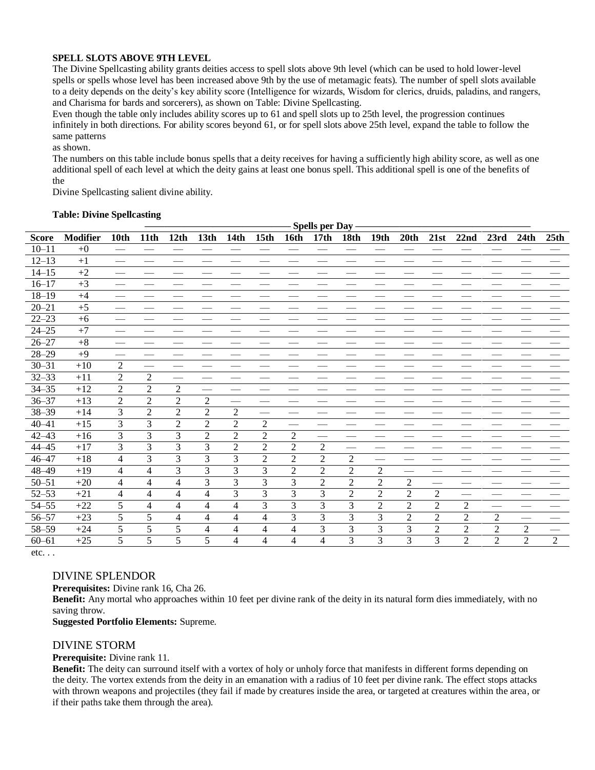**SPELL SLOTS ABOVE 9TH LEVEL**

The Divine Spellcasting ability grants deities access to spell slots above 9th level (which can be used to hold lower-level spells or spells whose level has been increased above 9th by the use of metamagic feats). The number of spell slots available to a deity depends on the deity's key ability score (Intelligence for wizards, Wisdom for clerics, druids, paladins, and rangers, and Charisma for bards and sorcerers), as shown on Table: Divine Spellcasting.

Even though the table only includes ability scores up to 61 and spell slots up to 25th level, the progression continues infinitely in both directions. For ability scores beyond 61, or for spell slots above 25th level, expand the table to follow the same patterns
as shown.

The numbers on this table include bonus spells that a deity receives for having a sufficiently high ability score, as well as one additional spell of each level at which the deity gains at least one bonus spell. This additional spell is one of the benefits of the
Divine Spellcasting salient divine ability.

**Table: Divine Spellcasting**

| | | Spells per Day | | | | | | | | | | | | | | | |
|---|---|---|---|---|---|---|---|---|---|---|---|---|---|---|---|---|---|
| **Score** | **Modifier** | **10th** | **11th** | **12th** | **13th** | **14th** | **15th** | **16th** | **17th** | **18th** | **19th** | **20th** | **21st** | **22nd** | **23rd** | **24th** | **25th** |
| 10–11 | +0 | — | — | — | — | — | — | — | — | — | — | — | — | — | — | — | — |
| 12–13 | +1 | — | — | — | — | — | — | — | — | — | — | — | — | — | — | — | — |
| 14–15 | +2 | — | — | — | — | — | — | — | — | — | — | — | — | — | — | — | — |
| 16–17 | +3 | — | — | — | — | — | — | — | — | — | — | — | — | — | — | — | — |
| 18–19 | +4 | — | — | — | — | — | — | — | — | — | — | — | — | — | — | — | — |
| 20–21 | +5 | — | — | — | — | — | — | — | — | — | — | — | — | — | — | — | — |
| 22–23 | +6 | — | — | — | — | — | — | — | — | — | — | — | — | — | — | — | — |
| 24–25 | +7 | — | — | — | — | — | — | — | — | — | — | — | — | — | — | — | — |
| 26–27 | +8 | — | — | — | — | — | — | — | — | — | — | — | — | — | — | — | — |
| 28–29 | +9 | — | — | — | — | — | — | — | — | — | — | — | — | — | — | — | — |
| 30–31 | +10 | 2 | — | — | — | — | — | — | — | — | — | — | — | — | — | — | — |
| 32–33 | +11 | 2 | 2 | — | — | — | — | — | — | — | — | — | — | — | — | — | — |
| 34–35 | +12 | 2 | 2 | 2 | — | — | — | — | — | — | — | — | — | — | — | — | — |
| 36–37 | +13 | 2 | 2 | 2 | 2 | — | — | — | — | — | — | — | — | — | — | — | — |
| 38–39 | +14 | 3 | 2 | 2 | 2 | 2 | — | — | — | — | — | — | — | — | — | — | — |
| 40–41 | +15 | 3 | 3 | 2 | 2 | 2 | 2 | — | — | — | — | — | — | — | — | — | — |
| 42–43 | +16 | 3 | 3 | 3 | 2 | 2 | 2 | 2 | — | — | — | — | — | — | — | — | — |
| 44–45 | +17 | 3 | 3 | 3 | 3 | 2 | 2 | 2 | 2 | — | — | — | — | — | — | — | — |
| 46–47 | +18 | 4 | 3 | 3 | 3 | 3 | 2 | 2 | 2 | 2 | — | — | — | — | — | — | — |
| 48–49 | +19 | 4 | 4 | 3 | 3 | 3 | 3 | 2 | 2 | 2 | 2 | — | — | — | — | — | — |
| 50–51 | +20 | 4 | 4 | 4 | 3 | 3 | 3 | 3 | 2 | 2 | 2 | 2 | — | — | — | — | — |
| 52–53 | +21 | 4 | 4 | 4 | 4 | 3 | 3 | 3 | 3 | 2 | 2 | 2 | 2 | — | — | — | — |
| 54–55 | +22 | 5 | 4 | 4 | 4 | 4 | 3 | 3 | 3 | 3 | 2 | 2 | 2 | 2 | — | — | — |
| 56–57 | +23 | 5 | 5 | 4 | 4 | 4 | 4 | 3 | 3 | 3 | 3 | 2 | 2 | 2 | 2 | — | — |
| 58–59 | +24 | 5 | 5 | 5 | 4 | 4 | 4 | 4 | 3 | 3 | 3 | 3 | 2 | 2 | 2 | 2 | — |
| 60–61 | +25 | 5 | 5 | 5 | 5 | 4 | 4 | 4 | 4 | 3 | 3 | 3 | 3 | 2 | 2 | 2 | 2 |

etc. . .

## DIVINE SPLENDOR

**Prerequisites:** Divine rank 16, Cha 26.

**Benefit:** Any mortal who approaches within 10 feet per divine rank of the deity in its natural form dies immediately, with no saving throw.

**Suggested Portfolio Elements:** Supreme.

## DIVINE STORM

**Prerequisite:** Divine rank 11.

**Benefit:** The deity can surround itself with a vortex of holy or unholy force that manifests in different forms depending on the deity. The vortex extends from the deity in an emanation with a radius of 10 feet per divine rank. The effect stops attacks with thrown weapons and projectiles (they fail if made by creatures inside the area, or targeted at creatures within the area, or if their paths take them through the area).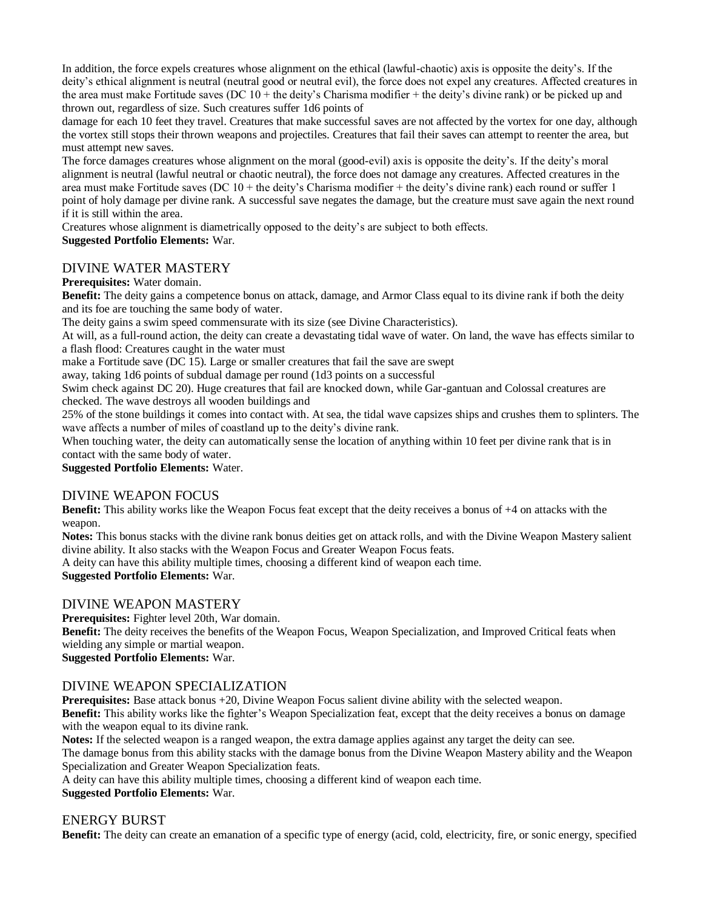In addition, the force expels creatures whose alignment on the ethical (lawful-chaotic) axis is opposite the deity's. If the deity's ethical alignment is neutral (neutral good or neutral evil), the force does not expel any creatures. Affected creatures in the area must make Fortitude saves (DC 10 + the deity's Charisma modifier + the deity's divine rank) or be picked up and thrown out, regardless of size. Such creatures suffer 1d6 points of damage for each 10 feet they travel. Creatures that make successful saves are not affected by the vortex for one day, although the vortex still stops their thrown weapons and projectiles. Creatures that fail their saves can attempt to reenter the area, but must attempt new saves.

The force damages creatures whose alignment on the moral (good-evil) axis is opposite the deity's. If the deity's moral alignment is neutral (lawful neutral or chaotic neutral), the force does not damage any creatures. Affected creatures in the area must make Fortitude saves (DC 10 + the deity's Charisma modifier + the deity's divine rank) each round or suffer 1 point of holy damage per divine rank. A successful save negates the damage, but the creature must save again the next round if it is still within the area.

Creatures whose alignment is diametrically opposed to the deity's are subject to both effects.

**Suggested Portfolio Elements:** War.

## DIVINE WATER MASTERY

**Prerequisites:** Water domain.

**Benefit:** The deity gains a competence bonus on attack, damage, and Armor Class equal to its divine rank if both the deity and its foe are touching the same body of water.

The deity gains a swim speed commensurate with its size (see Divine Characteristics).

At will, as a full-round action, the deity can create a devastating tidal wave of water. On land, the wave has effects similar to a flash flood: Creatures caught in the water must make a Fortitude save (DC 15). Large or smaller creatures that fail the save are swept away, taking 1d6 points of subdual damage per round (1d3 points on a successful Swim check against DC 20). Huge creatures that fail are knocked down, while Gar-gantuan and Colossal creatures are checked. The wave destroys all wooden buildings and 25% of the stone buildings it comes into contact with. At sea, the tidal wave capsizes ships and crushes them to splinters. The wave affects a number of miles of coastland up to the deity's divine rank.

When touching water, the deity can automatically sense the location of anything within 10 feet per divine rank that is in contact with the same body of water.

**Suggested Portfolio Elements:** Water.

## DIVINE WEAPON FOCUS

**Benefit:** This ability works like the Weapon Focus feat except that the deity receives a bonus of +4 on attacks with the weapon.

**Notes:** This bonus stacks with the divine rank bonus deities get on attack rolls, and with the Divine Weapon Mastery salient divine ability. It also stacks with the Weapon Focus and Greater Weapon Focus feats.

A deity can have this ability multiple times, choosing a different kind of weapon each time.

**Suggested Portfolio Elements:** War.

## DIVINE WEAPON MASTERY

**Prerequisites:** Fighter level 20th, War domain.

**Benefit:** The deity receives the benefits of the Weapon Focus, Weapon Specialization, and Improved Critical feats when wielding any simple or martial weapon.

**Suggested Portfolio Elements:** War.

## DIVINE WEAPON SPECIALIZATION

**Prerequisites:** Base attack bonus +20, Divine Weapon Focus salient divine ability with the selected weapon.

**Benefit:** This ability works like the fighter's Weapon Specialization feat, except that the deity receives a bonus on damage with the weapon equal to its divine rank.

**Notes:** If the selected weapon is a ranged weapon, the extra damage applies against any target the deity can see.

The damage bonus from this ability stacks with the damage bonus from the Divine Weapon Mastery ability and the Weapon Specialization and Greater Weapon Specialization feats.

A deity can have this ability multiple times, choosing a different kind of weapon each time.

**Suggested Portfolio Elements:** War.

## ENERGY BURST

**Benefit:** The deity can create an emanation of a specific type of energy (acid, cold, electricity, fire, or sonic energy, specified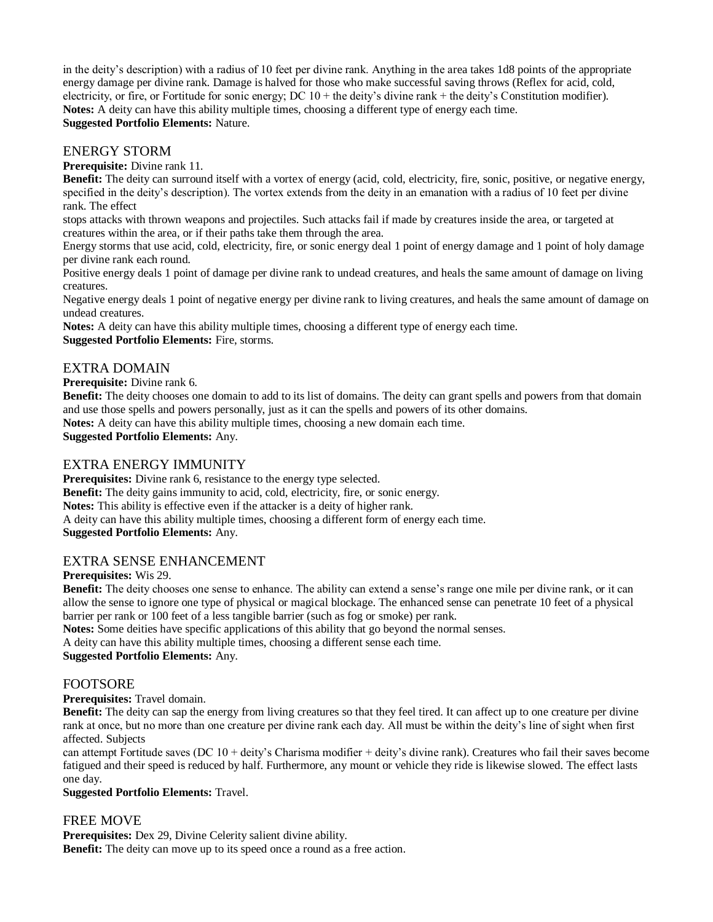in the deity's description) with a radius of 10 feet per divine rank. Anything in the area takes 1d8 points of the appropriate energy damage per divine rank. Damage is halved for those who make successful saving throws (Reflex for acid, cold, electricity, or fire, or Fortitude for sonic energy; DC 10 + the deity's divine rank + the deity's Constitution modifier).
**Notes:** A deity can have this ability multiple times, choosing a different type of energy each time.
**Suggested Portfolio Elements:** Nature.

## ENERGY STORM

**Prerequisite:** Divine rank 11.
**Benefit:** The deity can surround itself with a vortex of energy (acid, cold, electricity, fire, sonic, positive, or negative energy, specified in the deity's description). The vortex extends from the deity in an emanation with a radius of 10 feet per divine rank. The effect
stops attacks with thrown weapons and projectiles. Such attacks fail if made by creatures inside the area, or targeted at creatures within the area, or if their paths take them through the area.
Energy storms that use acid, cold, electricity, fire, or sonic energy deal 1 point of energy damage and 1 point of holy damage per divine rank each round.
Positive energy deals 1 point of damage per divine rank to undead creatures, and heals the same amount of damage on living creatures.
Negative energy deals 1 point of negative energy per divine rank to living creatures, and heals the same amount of damage on undead creatures.
**Notes:** A deity can have this ability multiple times, choosing a different type of energy each time.
**Suggested Portfolio Elements:** Fire, storms.

## EXTRA DOMAIN

**Prerequisite:** Divine rank 6.
**Benefit:** The deity chooses one domain to add to its list of domains. The deity can grant spells and powers from that domain and use those spells and powers personally, just as it can the spells and powers of its other domains.
**Notes:** A deity can have this ability multiple times, choosing a new domain each time.
**Suggested Portfolio Elements:** Any.

## EXTRA ENERGY IMMUNITY

**Prerequisites:** Divine rank 6, resistance to the energy type selected.
**Benefit:** The deity gains immunity to acid, cold, electricity, fire, or sonic energy.
**Notes:** This ability is effective even if the attacker is a deity of higher rank.
A deity can have this ability multiple times, choosing a different form of energy each time.
**Suggested Portfolio Elements:** Any.

## EXTRA SENSE ENHANCEMENT

**Prerequisites:** Wis 29.
**Benefit:** The deity chooses one sense to enhance. The ability can extend a sense's range one mile per divine rank, or it can allow the sense to ignore one type of physical or magical blockage. The enhanced sense can penetrate 10 feet of a physical barrier per rank or 100 feet of a less tangible barrier (such as fog or smoke) per rank.
**Notes:** Some deities have specific applications of this ability that go beyond the normal senses.
A deity can have this ability multiple times, choosing a different sense each time.
**Suggested Portfolio Elements:** Any.

## FOOTSORE

**Prerequisites:** Travel domain.
**Benefit:** The deity can sap the energy from living creatures so that they feel tired. It can affect up to one creature per divine rank at once, but no more than one creature per divine rank each day. All must be within the deity's line of sight when first affected. Subjects
can attempt Fortitude saves (DC 10 + deity's Charisma modifier + deity's divine rank). Creatures who fail their saves become fatigued and their speed is reduced by half. Furthermore, any mount or vehicle they ride is likewise slowed. The effect lasts one day.
**Suggested Portfolio Elements:** Travel.

## FREE MOVE

**Prerequisites:** Dex 29, Divine Celerity salient divine ability.
**Benefit:** The deity can move up to its speed once a round as a free action.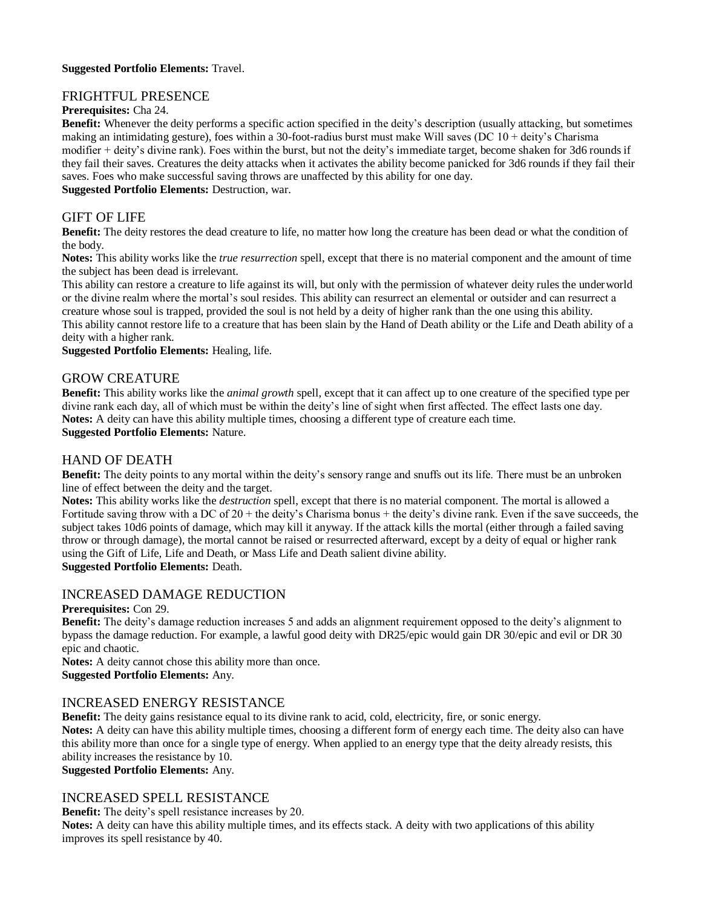**Suggested Portfolio Elements:** Travel.

## FRIGHTFUL PRESENCE

**Prerequisites:** Cha 24.

**Benefit:** Whenever the deity performs a specific action specified in the deity's description (usually attacking, but sometimes making an intimidating gesture), foes within a 30-foot-radius burst must make Will saves (DC 10 + deity's Charisma modifier + deity's divine rank). Foes within the burst, but not the deity's immediate target, become shaken for 3d6 rounds if they fail their saves. Creatures the deity attacks when it activates the ability become panicked for 3d6 rounds if they fail their saves. Foes who make successful saving throws are unaffected by this ability for one day.

**Suggested Portfolio Elements:** Destruction, war.

## GIFT OF LIFE

**Benefit:** The deity restores the dead creature to life, no matter how long the creature has been dead or what the condition of the body.

**Notes:** This ability works like the *true resurrection* spell, except that there is no material component and the amount of time the subject has been dead is irrelevant.

This ability can restore a creature to life against its will, but only with the permission of whatever deity rules the underworld or the divine realm where the mortal's soul resides. This ability can resurrect an elemental or outsider and can resurrect a creature whose soul is trapped, provided the soul is not held by a deity of higher rank than the one using this ability.

This ability cannot restore life to a creature that has been slain by the Hand of Death ability or the Life and Death ability of a deity with a higher rank.

**Suggested Portfolio Elements:** Healing, life.

## GROW CREATURE

**Benefit:** This ability works like the *animal growth* spell, except that it can affect up to one creature of the specified type per divine rank each day, all of which must be within the deity's line of sight when first affected. The effect lasts one day.

**Notes:** A deity can have this ability multiple times, choosing a different type of creature each time.

**Suggested Portfolio Elements:** Nature.

## HAND OF DEATH

**Benefit:** The deity points to any mortal within the deity's sensory range and snuffs out its life. There must be an unbroken line of effect between the deity and the target.

**Notes:** This ability works like the *destruction* spell, except that there is no material component. The mortal is allowed a Fortitude saving throw with a DC of 20 + the deity's Charisma bonus + the deity's divine rank. Even if the save succeeds, the subject takes 10d6 points of damage, which may kill it anyway. If the attack kills the mortal (either through a failed saving throw or through damage), the mortal cannot be raised or resurrected afterward, except by a deity of equal or higher rank using the Gift of Life, Life and Death, or Mass Life and Death salient divine ability.

**Suggested Portfolio Elements:** Death.

## INCREASED DAMAGE REDUCTION

**Prerequisites:** Con 29.

**Benefit:** The deity's damage reduction increases 5 and adds an alignment requirement opposed to the deity's alignment to bypass the damage reduction. For example, a lawful good deity with DR25/epic would gain DR 30/epic and evil or DR 30 epic and chaotic.

**Notes:** A deity cannot chose this ability more than once.

**Suggested Portfolio Elements:** Any.

## INCREASED ENERGY RESISTANCE

**Benefit:** The deity gains resistance equal to its divine rank to acid, cold, electricity, fire, or sonic energy.

**Notes:** A deity can have this ability multiple times, choosing a different form of energy each time. The deity also can have this ability more than once for a single type of energy. When applied to an energy type that the deity already resists, this ability increases the resistance by 10.

**Suggested Portfolio Elements:** Any.

## INCREASED SPELL RESISTANCE

**Benefit:** The deity's spell resistance increases by 20.

**Notes:** A deity can have this ability multiple times, and its effects stack. A deity with two applications of this ability improves its spell resistance by 40.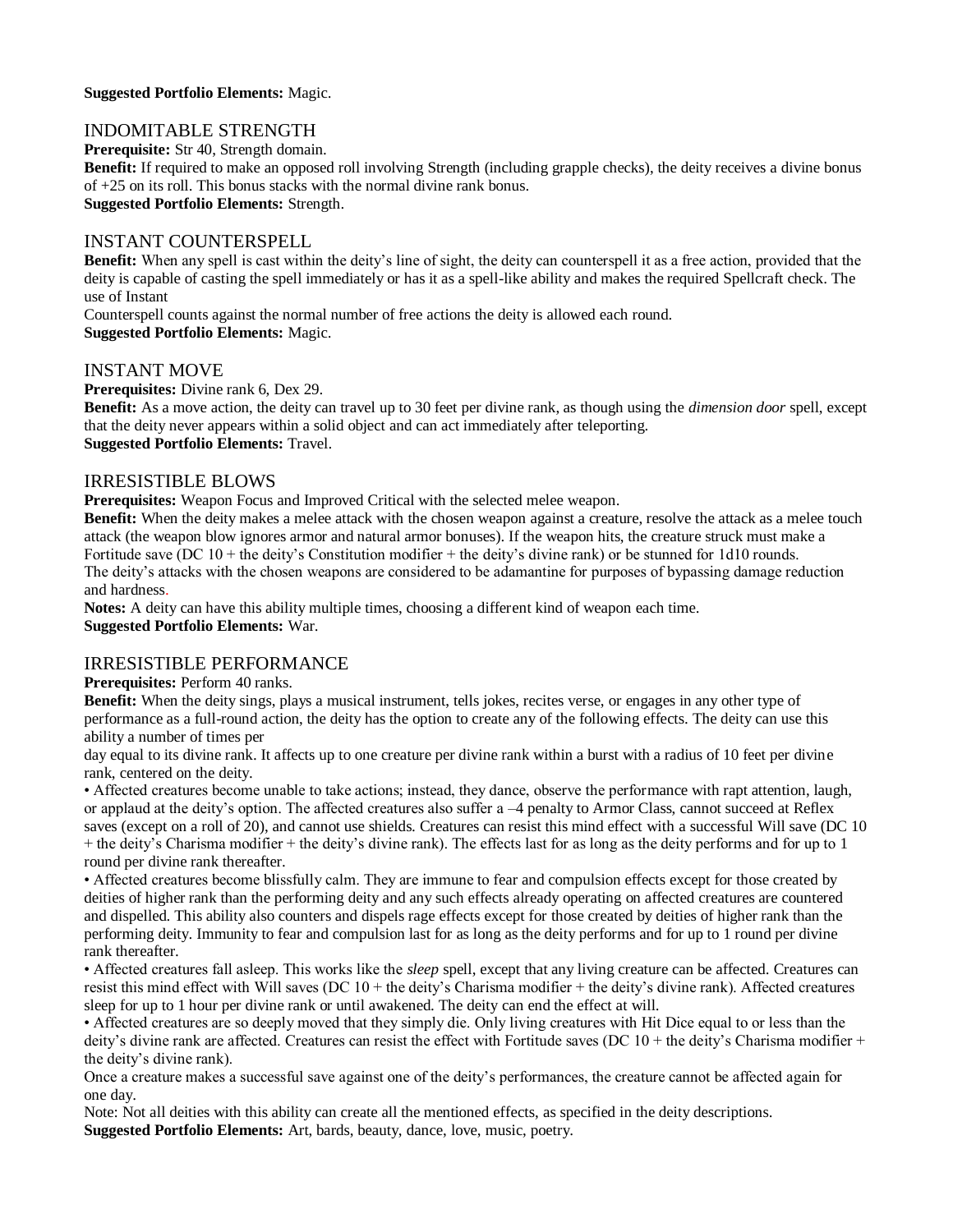**Suggested Portfolio Elements:** Magic.

## INDOMITABLE STRENGTH

**Prerequisite:** Str 40, Strength domain.

**Benefit:** If required to make an opposed roll involving Strength (including grapple checks), the deity receives a divine bonus of +25 on its roll. This bonus stacks with the normal divine rank bonus.

**Suggested Portfolio Elements:** Strength.

## INSTANT COUNTERSPELL

**Benefit:** When any spell is cast within the deity's line of sight, the deity can counterspell it as a free action, provided that the deity is capable of casting the spell immediately or has it as a spell-like ability and makes the required Spellcraft check. The use of Instant Counterspell counts against the normal number of free actions the deity is allowed each round.

**Suggested Portfolio Elements:** Magic.

## INSTANT MOVE

**Prerequisites:** Divine rank 6, Dex 29.

**Benefit:** As a move action, the deity can travel up to 30 feet per divine rank, as though using the *dimension door* spell, except that the deity never appears within a solid object and can act immediately after teleporting.

**Suggested Portfolio Elements:** Travel.

## IRRESISTIBLE BLOWS

**Prerequisites:** Weapon Focus and Improved Critical with the selected melee weapon.

**Benefit:** When the deity makes a melee attack with the chosen weapon against a creature, resolve the attack as a melee touch attack (the weapon blow ignores armor and natural armor bonuses). If the weapon hits, the creature struck must make a Fortitude save (DC 10 + the deity's Constitution modifier + the deity's divine rank) or be stunned for 1d10 rounds.

The deity's attacks with the chosen weapons are considered to be adamantine for purposes of bypassing damage reduction and hardness.

**Notes:** A deity can have this ability multiple times, choosing a different kind of weapon each time.

**Suggested Portfolio Elements:** War.

## IRRESISTIBLE PERFORMANCE

**Prerequisites:** Perform 40 ranks.

**Benefit:** When the deity sings, plays a musical instrument, tells jokes, recites verse, or engages in any other type of performance as a full-round action, the deity has the option to create any of the following effects. The deity can use this ability a number of times per day equal to its divine rank. It affects up to one creature per divine rank within a burst with a radius of 10 feet per divine rank, centered on the deity.

- Affected creatures become unable to take actions; instead, they dance, observe the performance with rapt attention, laugh, or applaud at the deity's option. The affected creatures also suffer a –4 penalty to Armor Class, cannot succeed at Reflex saves (except on a roll of 20), and cannot use shields. Creatures can resist this mind effect with a successful Will save (DC 10 + the deity's Charisma modifier + the deity's divine rank). The effects last for as long as the deity performs and for up to 1 round per divine rank thereafter.
- Affected creatures become blissfully calm. They are immune to fear and compulsion effects except for those created by deities of higher rank than the performing deity and any such effects already operating on affected creatures are countered and dispelled. This ability also counters and dispels rage effects except for those created by deities of higher rank than the performing deity. Immunity to fear and compulsion last for as long as the deity performs and for up to 1 round per divine rank thereafter.
- Affected creatures fall asleep. This works like the *sleep* spell, except that any living creature can be affected. Creatures can resist this mind effect with Will saves (DC 10 + the deity's Charisma modifier + the deity's divine rank). Affected creatures sleep for up to 1 hour per divine rank or until awakened. The deity can end the effect at will.
- Affected creatures are so deeply moved that they simply die. Only living creatures with Hit Dice equal to or less than the deity's divine rank are affected. Creatures can resist the effect with Fortitude saves (DC 10 + the deity's Charisma modifier + the deity's divine rank).

Once a creature makes a successful save against one of the deity's performances, the creature cannot be affected again for one day.

Note: Not all deities with this ability can create all the mentioned effects, as specified in the deity descriptions.

**Suggested Portfolio Elements:** Art, bards, beauty, dance, love, music, poetry.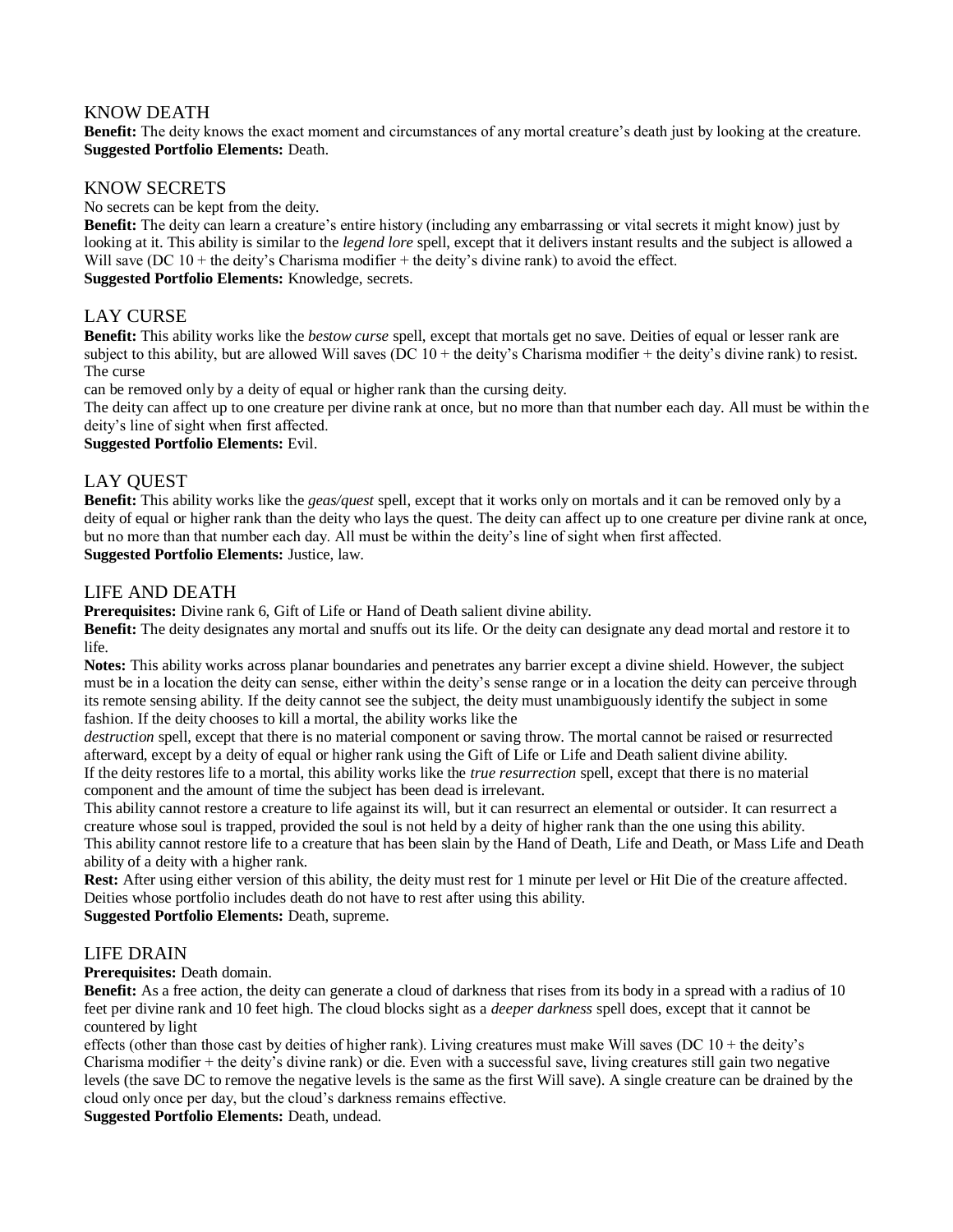## KNOW DEATH

**Benefit:** The deity knows the exact moment and circumstances of any mortal creature's death just by looking at the creature.
**Suggested Portfolio Elements:** Death.

## KNOW SECRETS

No secrets can be kept from the deity.

**Benefit:** The deity can learn a creature's entire history (including any embarrassing or vital secrets it might know) just by looking at it. This ability is similar to the *legend lore* spell, except that it delivers instant results and the subject is allowed a Will save (DC 10 + the deity's Charisma modifier + the deity's divine rank) to avoid the effect.
**Suggested Portfolio Elements:** Knowledge, secrets.

## LAY CURSE

**Benefit:** This ability works like the *bestow curse* spell, except that mortals get no save. Deities of equal or lesser rank are subject to this ability, but are allowed Will saves (DC 10 + the deity's Charisma modifier + the deity's divine rank) to resist. The curse can be removed only by a deity of equal or higher rank than the cursing deity.

The deity can affect up to one creature per divine rank at once, but no more than that number each day. All must be within the deity's line of sight when first affected.
**Suggested Portfolio Elements:** Evil.

## LAY QUEST

**Benefit:** This ability works like the *geas/quest* spell, except that it works only on mortals and it can be removed only by a deity of equal or higher rank than the deity who lays the quest. The deity can affect up to one creature per divine rank at once, but no more than that number each day. All must be within the deity's line of sight when first affected.
**Suggested Portfolio Elements:** Justice, law.

## LIFE AND DEATH

**Prerequisites:** Divine rank 6, Gift of Life or Hand of Death salient divine ability.
**Benefit:** The deity designates any mortal and snuffs out its life. Or the deity can designate any dead mortal and restore it to life.
**Notes:** This ability works across planar boundaries and penetrates any barrier except a divine shield. However, the subject must be in a location the deity can sense, either within the deity's sense range or in a location the deity can perceive through its remote sensing ability. If the deity cannot see the subject, the deity must unambiguously identify the subject in some fashion. If the deity chooses to kill a mortal, the ability works like the *destruction* spell, except that there is no material component or saving throw. The mortal cannot be raised or resurrected afterward, except by a deity of equal or higher rank using the Gift of Life or Life and Death salient divine ability.

If the deity restores life to a mortal, this ability works like the *true resurrection* spell, except that there is no material component and the amount of time the subject has been dead is irrelevant.

This ability cannot restore a creature to life against its will, but it can resurrect an elemental or outsider. It can resurrect a creature whose soul is trapped, provided the soul is not held by a deity of higher rank than the one using this ability.

This ability cannot restore life to a creature that has been slain by the Hand of Death, Life and Death, or Mass Life and Death ability of a deity with a higher rank.
**Rest:** After using either version of this ability, the deity must rest for 1 minute per level or Hit Die of the creature affected. Deities whose portfolio includes death do not have to rest after using this ability.
**Suggested Portfolio Elements:** Death, supreme.

## LIFE DRAIN

**Prerequisites:** Death domain.
**Benefit:** As a free action, the deity can generate a cloud of darkness that rises from its body in a spread with a radius of 10 feet per divine rank and 10 feet high. The cloud blocks sight as a *deeper darkness* spell does, except that it cannot be countered by light effects (other than those cast by deities of higher rank). Living creatures must make Will saves (DC 10 + the deity's Charisma modifier + the deity's divine rank) or die. Even with a successful save, living creatures still gain two negative levels (the save DC to remove the negative levels is the same as the first Will save). A single creature can be drained by the cloud only once per day, but the cloud's darkness remains effective.
**Suggested Portfolio Elements:** Death, undead.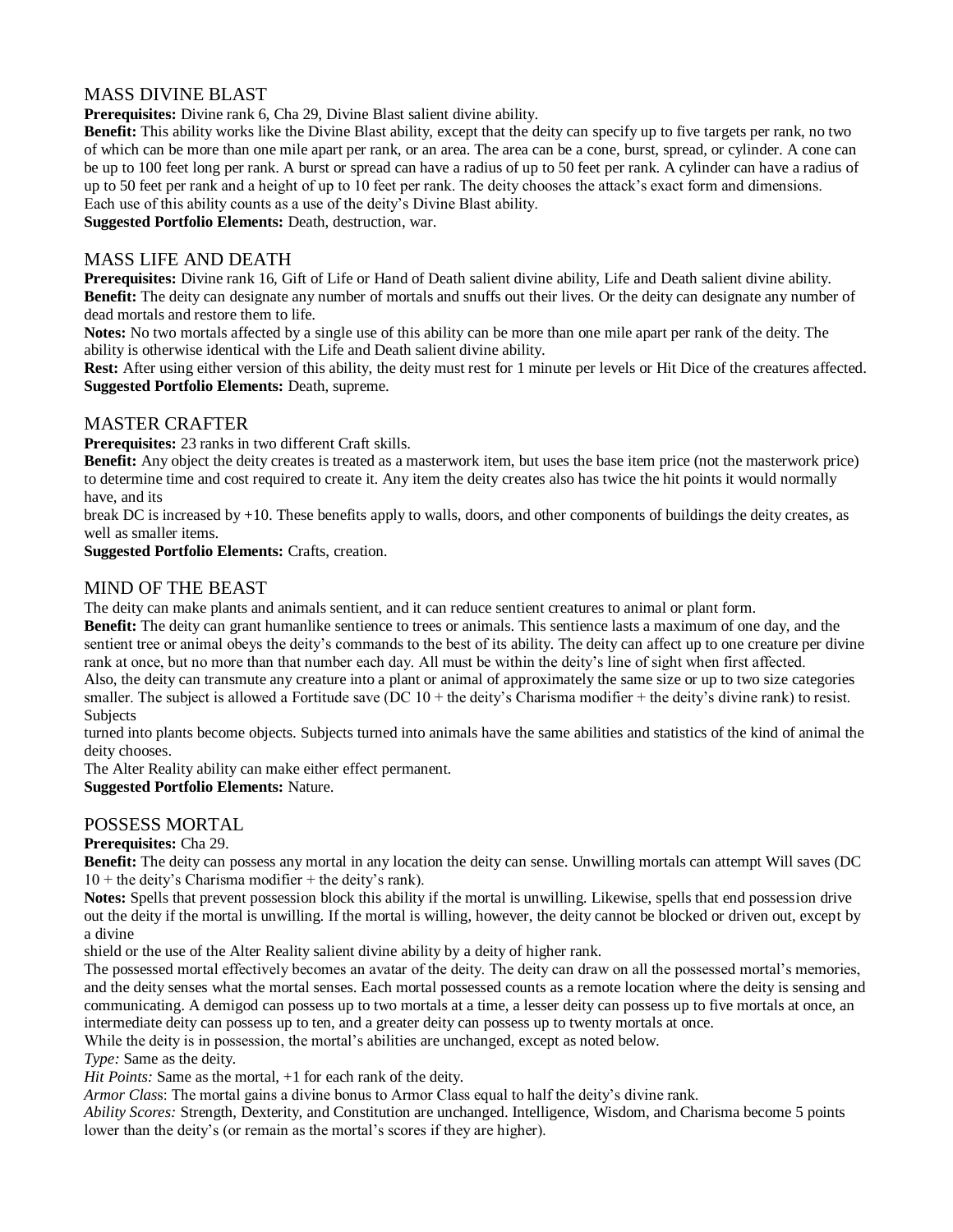## MASS DIVINE BLAST

**Prerequisites:** Divine rank 6, Cha 29, Divine Blast salient divine ability.

**Benefit:** This ability works like the Divine Blast ability, except that the deity can specify up to five targets per rank, no two of which can be more than one mile apart per rank, or an area. The area can be a cone, burst, spread, or cylinder. A cone can be up to 100 feet long per rank. A burst or spread can have a radius of up to 50 feet per rank. A cylinder can have a radius of up to 50 feet per rank and a height of up to 10 feet per rank. The deity chooses the attack's exact form and dimensions. Each use of this ability counts as a use of the deity's Divine Blast ability.

**Suggested Portfolio Elements:** Death, destruction, war.

## MASS LIFE AND DEATH

**Prerequisites:** Divine rank 16, Gift of Life or Hand of Death salient divine ability, Life and Death salient divine ability.

**Benefit:** The deity can designate any number of mortals and snuffs out their lives. Or the deity can designate any number of dead mortals and restore them to life.

**Notes:** No two mortals affected by a single use of this ability can be more than one mile apart per rank of the deity. The ability is otherwise identical with the Life and Death salient divine ability.

**Rest:** After using either version of this ability, the deity must rest for 1 minute per levels or Hit Dice of the creatures affected.

**Suggested Portfolio Elements:** Death, supreme.

## MASTER CRAFTER

**Prerequisites:** 23 ranks in two different Craft skills.

**Benefit:** Any object the deity creates is treated as a masterwork item, but uses the base item price (not the masterwork price) to determine time and cost required to create it. Any item the deity creates also has twice the hit points it would normally have, and its break DC is increased by +10. These benefits apply to walls, doors, and other components of buildings the deity creates, as well as smaller items.

**Suggested Portfolio Elements:** Crafts, creation.

## MIND OF THE BEAST

The deity can make plants and animals sentient, and it can reduce sentient creatures to animal or plant form.

**Benefit:** The deity can grant humanlike sentience to trees or animals. This sentience lasts a maximum of one day, and the sentient tree or animal obeys the deity's commands to the best of its ability. The deity can affect up to one creature per divine rank at once, but no more than that number each day. All must be within the deity's line of sight when first affected.

Also, the deity can transmute any creature into a plant or animal of approximately the same size or up to two size categories smaller. The subject is allowed a Fortitude save (DC 10 + the deity's Charisma modifier + the deity's divine rank) to resist. Subjects turned into plants become objects. Subjects turned into animals have the same abilities and statistics of the kind of animal the deity chooses.

The Alter Reality ability can make either effect permanent.

**Suggested Portfolio Elements:** Nature.

## POSSESS MORTAL

**Prerequisites:** Cha 29.

**Benefit:** The deity can possess any mortal in any location the deity can sense. Unwilling mortals can attempt Will saves (DC 10 + the deity's Charisma modifier + the deity's rank).

**Notes:** Spells that prevent possession block this ability if the mortal is unwilling. Likewise, spells that end possession drive out the deity if the mortal is unwilling. If the mortal is willing, however, the deity cannot be blocked or driven out, except by a divine shield or the use of the Alter Reality salient divine ability by a deity of higher rank.

The possessed mortal effectively becomes an avatar of the deity. The deity can draw on all the possessed mortal's memories, and the deity senses what the mortal senses. Each mortal possessed counts as a remote location where the deity is sensing and communicating. A demigod can possess up to two mortals at a time, a lesser deity can possess up to five mortals at once, an intermediate deity can possess up to ten, and a greater deity can possess up to twenty mortals at once.

While the deity is in possession, the mortal's abilities are unchanged, except as noted below.

*Type:* Same as the deity.

*Hit Points:* Same as the mortal, +1 for each rank of the deity.

*Armor Class*: The mortal gains a divine bonus to Armor Class equal to half the deity's divine rank.

*Ability Scores:* Strength, Dexterity, and Constitution are unchanged. Intelligence, Wisdom, and Charisma become 5 points lower than the deity's (or remain as the mortal's scores if they are higher).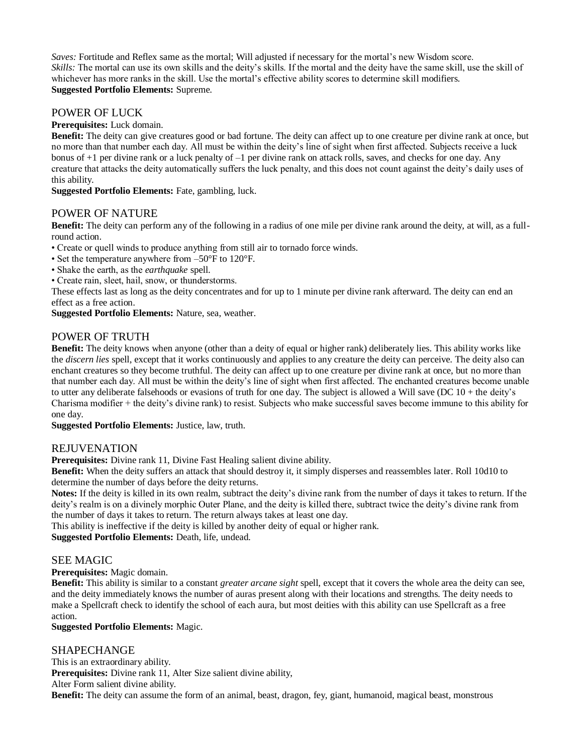*Saves:* Fortitude and Reflex same as the mortal; Will adjusted if necessary for the mortal's new Wisdom score.
*Skills:* The mortal can use its own skills and the deity's skills. If the mortal and the deity have the same skill, use the skill of whichever has more ranks in the skill. Use the mortal's effective ability scores to determine skill modifiers.
**Suggested Portfolio Elements:** Supreme.

## POWER OF LUCK

**Prerequisites:** Luck domain.
**Benefit:** The deity can give creatures good or bad fortune. The deity can affect up to one creature per divine rank at once, but no more than that number each day. All must be within the deity's line of sight when first affected. Subjects receive a luck bonus of +1 per divine rank or a luck penalty of –1 per divine rank on attack rolls, saves, and checks for one day. Any creature that attacks the deity automatically suffers the luck penalty, and this does not count against the deity's daily uses of this ability.
**Suggested Portfolio Elements:** Fate, gambling, luck.

## POWER OF NATURE

**Benefit:** The deity can perform any of the following in a radius of one mile per divine rank around the deity, at will, as a full-round action.

- Create or quell winds to produce anything from still air to tornado force winds.
- Set the temperature anywhere from –50°F to 120°F.
- Shake the earth, as the *earthquake* spell.
- Create rain, sleet, hail, snow, or thunderstorms.

These effects last as long as the deity concentrates and for up to 1 minute per divine rank afterward. The deity can end an effect as a free action.
**Suggested Portfolio Elements:** Nature, sea, weather.

## POWER OF TRUTH

**Benefit:** The deity knows when anyone (other than a deity of equal or higher rank) deliberately lies. This ability works like the *discern lies* spell, except that it works continuously and applies to any creature the deity can perceive. The deity also can enchant creatures so they become truthful. The deity can affect up to one creature per divine rank at once, but no more than that number each day. All must be within the deity's line of sight when first affected. The enchanted creatures become unable to utter any deliberate falsehoods or evasions of truth for one day. The subject is allowed a Will save (DC 10 + the deity's Charisma modifier + the deity's divine rank) to resist. Subjects who make successful saves become immune to this ability for one day.
**Suggested Portfolio Elements:** Justice, law, truth.

## REJUVENATION

**Prerequisites:** Divine rank 11, Divine Fast Healing salient divine ability.
**Benefit:** When the deity suffers an attack that should destroy it, it simply disperses and reassembles later. Roll 10d10 to determine the number of days before the deity returns.
**Notes:** If the deity is killed in its own realm, subtract the deity's divine rank from the number of days it takes to return. If the deity's realm is on a divinely morphic Outer Plane, and the deity is killed there, subtract twice the deity's divine rank from the number of days it takes to return. The return always takes at least one day.
This ability is ineffective if the deity is killed by another deity of equal or higher rank.
**Suggested Portfolio Elements:** Death, life, undead.

## SEE MAGIC

**Prerequisites:** Magic domain.
**Benefit:** This ability is similar to a constant *greater arcane sight* spell, except that it covers the whole area the deity can see, and the deity immediately knows the number of auras present along with their locations and strengths. The deity needs to make a Spellcraft check to identify the school of each aura, but most deities with this ability can use Spellcraft as a free action.
**Suggested Portfolio Elements:** Magic.

## SHAPECHANGE

This is an extraordinary ability.
**Prerequisites:** Divine rank 11, Alter Size salient divine ability,
Alter Form salient divine ability.
**Benefit:** The deity can assume the form of an animal, beast, dragon, fey, giant, humanoid, magical beast, monstrous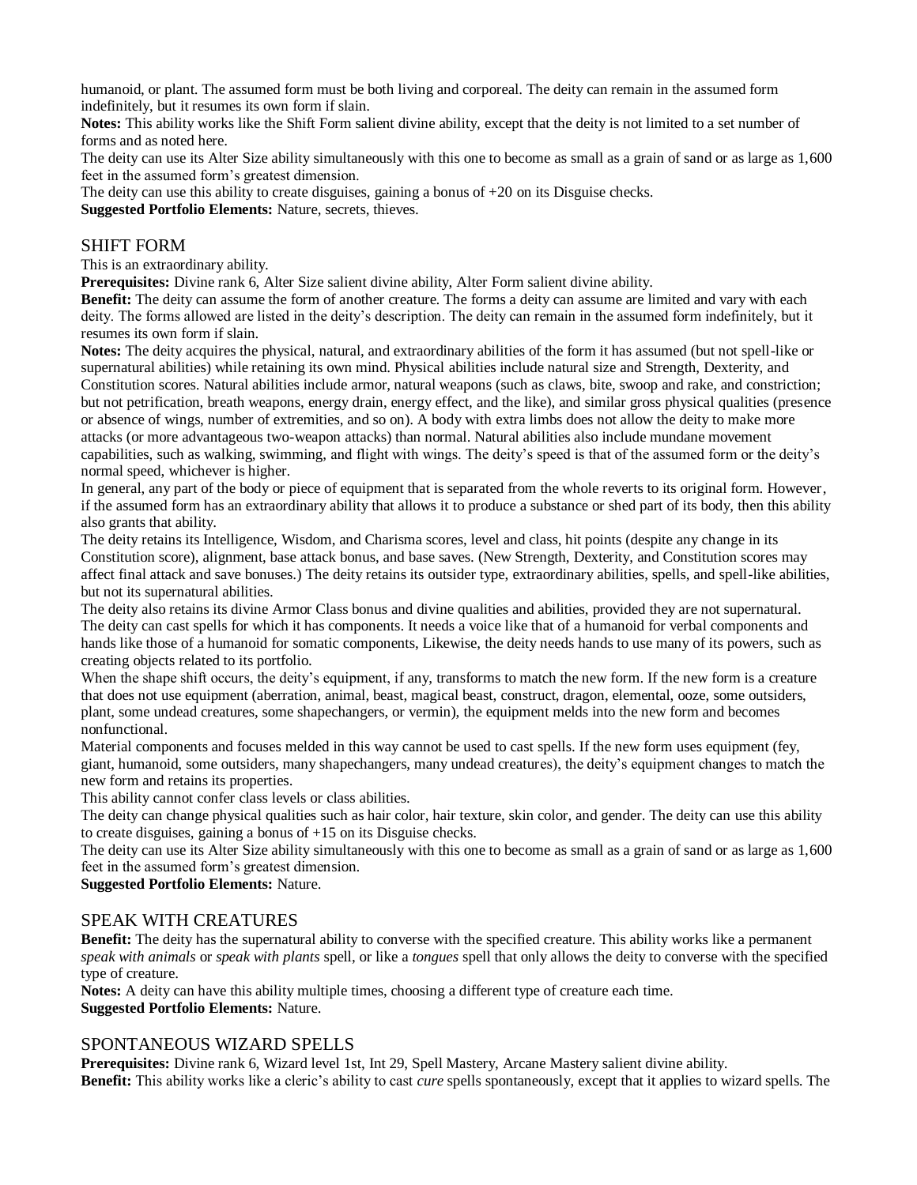humanoid, or plant. The assumed form must be both living and corporeal. The deity can remain in the assumed form indefinitely, but it resumes its own form if slain.

**Notes:** This ability works like the Shift Form salient divine ability, except that the deity is not limited to a set number of forms and as noted here.

The deity can use its Alter Size ability simultaneously with this one to become as small as a grain of sand or as large as 1,600 feet in the assumed form's greatest dimension.

The deity can use this ability to create disguises, gaining a bonus of +20 on its Disguise checks.

**Suggested Portfolio Elements:** Nature, secrets, thieves.

## SHIFT FORM

This is an extraordinary ability.

**Prerequisites:** Divine rank 6, Alter Size salient divine ability, Alter Form salient divine ability.

**Benefit:** The deity can assume the form of another creature. The forms a deity can assume are limited and vary with each deity. The forms allowed are listed in the deity's description. The deity can remain in the assumed form indefinitely, but it resumes its own form if slain.

**Notes:** The deity acquires the physical, natural, and extraordinary abilities of the form it has assumed (but not spell-like or supernatural abilities) while retaining its own mind. Physical abilities include natural size and Strength, Dexterity, and Constitution scores. Natural abilities include armor, natural weapons (such as claws, bite, swoop and rake, and constriction; but not petrification, breath weapons, energy drain, energy effect, and the like), and similar gross physical qualities (presence or absence of wings, number of extremities, and so on). A body with extra limbs does not allow the deity to make more attacks (or more advantageous two-weapon attacks) than normal. Natural abilities also include mundane movement capabilities, such as walking, swimming, and flight with wings. The deity's speed is that of the assumed form or the deity's normal speed, whichever is higher.

In general, any part of the body or piece of equipment that is separated from the whole reverts to its original form. However, if the assumed form has an extraordinary ability that allows it to produce a substance or shed part of its body, then this ability also grants that ability.

The deity retains its Intelligence, Wisdom, and Charisma scores, level and class, hit points (despite any change in its Constitution score), alignment, base attack bonus, and base saves. (New Strength, Dexterity, and Constitution scores may affect final attack and save bonuses.) The deity retains its outsider type, extraordinary abilities, spells, and spell-like abilities, but not its supernatural abilities.

The deity also retains its divine Armor Class bonus and divine qualities and abilities, provided they are not supernatural. The deity can cast spells for which it has components. It needs a voice like that of a humanoid for verbal components and hands like those of a humanoid for somatic components, Likewise, the deity needs hands to use many of its powers, such as creating objects related to its portfolio.

When the shape shift occurs, the deity's equipment, if any, transforms to match the new form. If the new form is a creature that does not use equipment (aberration, animal, beast, magical beast, construct, dragon, elemental, ooze, some outsiders, plant, some undead creatures, some shapechangers, or vermin), the equipment melds into the new form and becomes nonfunctional.

Material components and focuses melded in this way cannot be used to cast spells. If the new form uses equipment (fey, giant, humanoid, some outsiders, many shapechangers, many undead creatures), the deity's equipment changes to match the new form and retains its properties.

This ability cannot confer class levels or class abilities.

The deity can change physical qualities such as hair color, hair texture, skin color, and gender. The deity can use this ability to create disguises, gaining a bonus of +15 on its Disguise checks.

The deity can use its Alter Size ability simultaneously with this one to become as small as a grain of sand or as large as 1,600 feet in the assumed form's greatest dimension.

**Suggested Portfolio Elements:** Nature.

## SPEAK WITH CREATURES

**Benefit:** The deity has the supernatural ability to converse with the specified creature. This ability works like a permanent *speak with animals* or *speak with plants* spell, or like a *tongues* spell that only allows the deity to converse with the specified type of creature.

**Notes:** A deity can have this ability multiple times, choosing a different type of creature each time.

**Suggested Portfolio Elements:** Nature.

## SPONTANEOUS WIZARD SPELLS

**Prerequisites:** Divine rank 6, Wizard level 1st, Int 29, Spell Mastery, Arcane Mastery salient divine ability.

**Benefit:** This ability works like a cleric's ability to cast *cure* spells spontaneously, except that it applies to wizard spells. The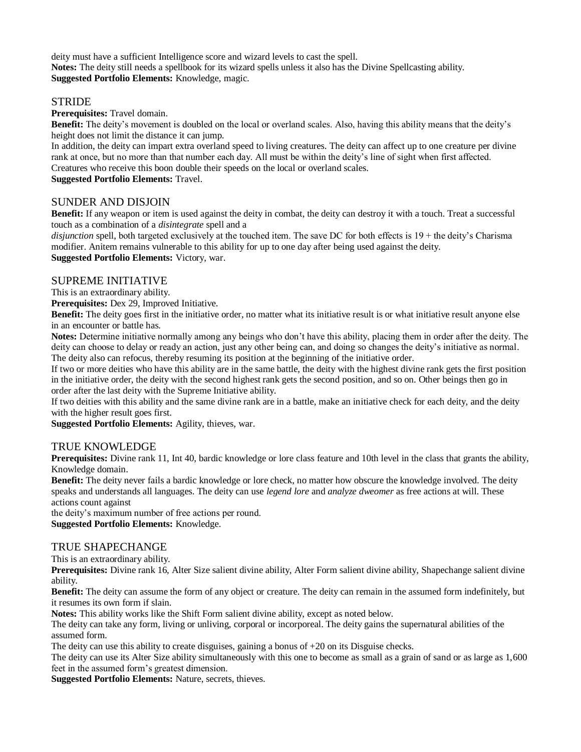deity must have a sufficient Intelligence score and wizard levels to cast the spell.
**Notes:** The deity still needs a spellbook for its wizard spells unless it also has the Divine Spellcasting ability.
**Suggested Portfolio Elements:** Knowledge, magic.

## STRIDE

**Prerequisites:** Travel domain.
**Benefit:** The deity's movement is doubled on the local or overland scales. Also, having this ability means that the deity's height does not limit the distance it can jump.
In addition, the deity can impart extra overland speed to living creatures. The deity can affect up to one creature per divine rank at once, but no more than that number each day. All must be within the deity's line of sight when first affected. Creatures who receive this boon double their speeds on the local or overland scales.
**Suggested Portfolio Elements:** Travel.

## SUNDER AND DISJOIN

**Benefit:** If any weapon or item is used against the deity in combat, the deity can destroy it with a touch. Treat a successful touch as a combination of a *disintegrate* spell and a
*disjunction* spell, both targeted exclusively at the touched item. The save DC for both effects is 19 + the deity's Charisma modifier. Anitem remains vulnerable to this ability for up to one day after being used against the deity.
**Suggested Portfolio Elements:** Victory, war.

## SUPREME INITIATIVE

This is an extraordinary ability.
**Prerequisites:** Dex 29, Improved Initiative.
**Benefit:** The deity goes first in the initiative order, no matter what its initiative result is or what initiative result anyone else in an encounter or battle has.
**Notes:** Determine initiative normally among any beings who don't have this ability, placing them in order after the deity. The deity can choose to delay or ready an action, just any other being can, and doing so changes the deity's initiative as normal. The deity also can refocus, thereby resuming its position at the beginning of the initiative order.
If two or more deities who have this ability are in the same battle, the deity with the highest divine rank gets the first position in the initiative order, the deity with the second highest rank gets the second position, and so on. Other beings then go in order after the last deity with the Supreme Initiative ability.
If two deities with this ability and the same divine rank are in a battle, make an initiative check for each deity, and the deity with the higher result goes first.
**Suggested Portfolio Elements:** Agility, thieves, war.

## TRUE KNOWLEDGE

**Prerequisites:** Divine rank 11, Int 40, bardic knowledge or lore class feature and 10th level in the class that grants the ability, Knowledge domain.
**Benefit:** The deity never fails a bardic knowledge or lore check, no matter how obscure the knowledge involved. The deity speaks and understands all languages. The deity can use *legend lore* and *analyze dweomer* as free actions at will. These actions count against
the deity's maximum number of free actions per round.
**Suggested Portfolio Elements:** Knowledge.

## TRUE SHAPECHANGE

This is an extraordinary ability.
**Prerequisites:** Divine rank 16, Alter Size salient divine ability, Alter Form salient divine ability, Shapechange salient divine ability.
**Benefit:** The deity can assume the form of any object or creature. The deity can remain in the assumed form indefinitely, but it resumes its own form if slain.
**Notes:** This ability works like the Shift Form salient divine ability, except as noted below.
The deity can take any form, living or unliving, corporal or incorporeal. The deity gains the supernatural abilities of the assumed form.
The deity can use this ability to create disguises, gaining a bonus of +20 on its Disguise checks.
The deity can use its Alter Size ability simultaneously with this one to become as small as a grain of sand or as large as 1,600 feet in the assumed form's greatest dimension.
**Suggested Portfolio Elements:** Nature, secrets, thieves.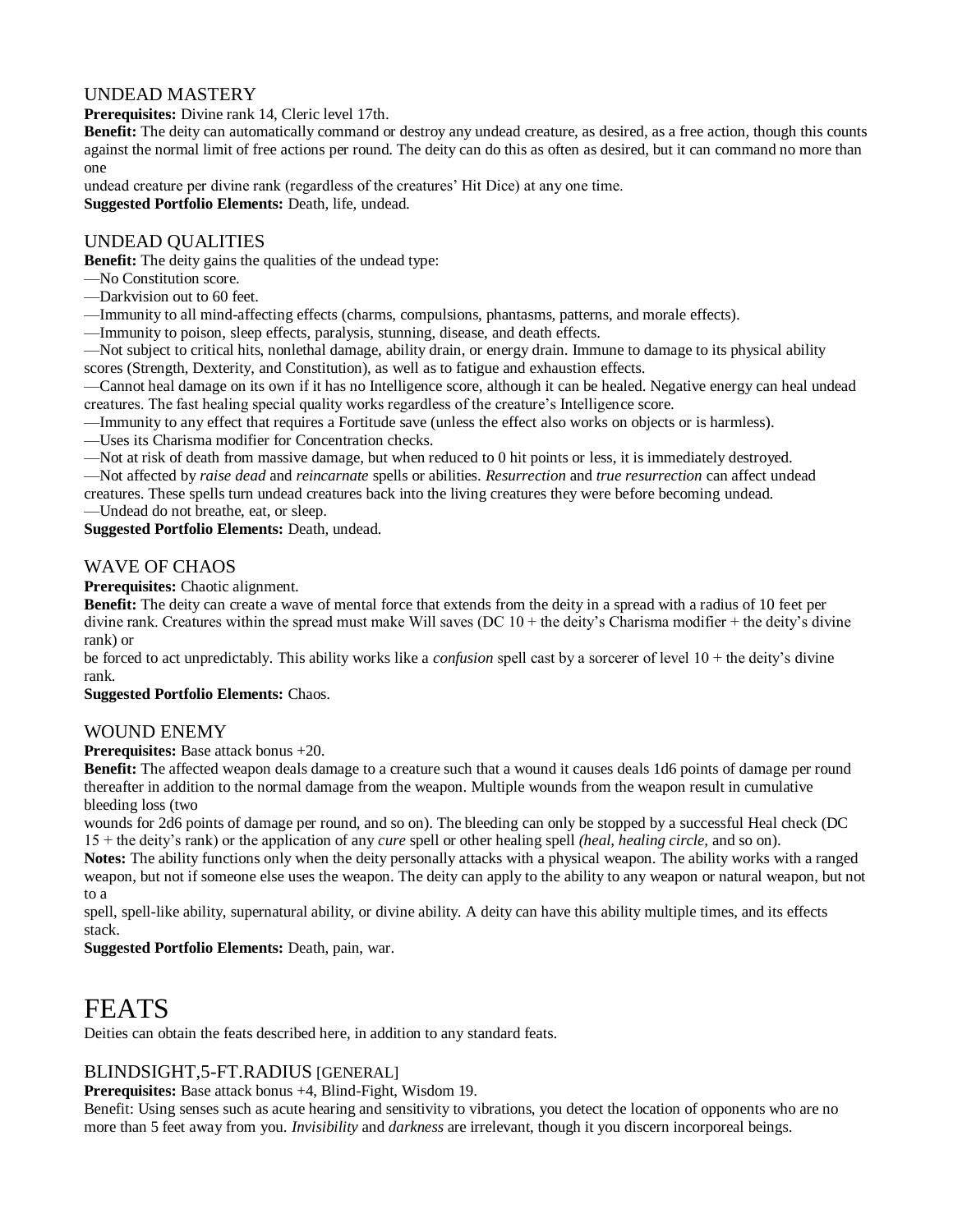### UNDEAD MASTERY

**Prerequisites:** Divine rank 14, Cleric level 17th.

**Benefit:** The deity can automatically command or destroy any undead creature, as desired, as a free action, though this counts against the normal limit of free actions per round. The deity can do this as often as desired, but it can command no more than one undead creature per divine rank (regardless of the creatures' Hit Dice) at any one time.

**Suggested Portfolio Elements:** Death, life, undead.

### UNDEAD QUALITIES

**Benefit:** The deity gains the qualities of the undead type:

—No Constitution score.

—Darkvision out to 60 feet.

—Immunity to all mind-affecting effects (charms, compulsions, phantasms, patterns, and morale effects).

—Immunity to poison, sleep effects, paralysis, stunning, disease, and death effects.

—Not subject to critical hits, nonlethal damage, ability drain, or energy drain. Immune to damage to its physical ability scores (Strength, Dexterity, and Constitution), as well as to fatigue and exhaustion effects.

—Cannot heal damage on its own if it has no Intelligence score, although it can be healed. Negative energy can heal undead creatures. The fast healing special quality works regardless of the creature's Intelligence score.

—Immunity to any effect that requires a Fortitude save (unless the effect also works on objects or is harmless).

—Uses its Charisma modifier for Concentration checks.

—Not at risk of death from massive damage, but when reduced to 0 hit points or less, it is immediately destroyed.

—Not affected by *raise dead* and *reincarnate* spells or abilities. *Resurrection* and *true resurrection* can affect undead creatures. These spells turn undead creatures back into the living creatures they were before becoming undead.

—Undead do not breathe, eat, or sleep.

**Suggested Portfolio Elements:** Death, undead.

### WAVE OF CHAOS

**Prerequisites:** Chaotic alignment.

**Benefit:** The deity can create a wave of mental force that extends from the deity in a spread with a radius of 10 feet per divine rank. Creatures within the spread must make Will saves (DC 10 + the deity's Charisma modifier + the deity's divine rank) or be forced to act unpredictably. This ability works like a *confusion* spell cast by a sorcerer of level 10 + the deity's divine rank.

**Suggested Portfolio Elements:** Chaos.

### WOUND ENEMY

**Prerequisites:** Base attack bonus +20.

**Benefit:** The affected weapon deals damage to a creature such that a wound it causes deals 1d6 points of damage per round thereafter in addition to the normal damage from the weapon. Multiple wounds from the weapon result in cumulative bleeding loss (two wounds for 2d6 points of damage per round, and so on). The bleeding can only be stopped by a successful Heal check (DC 15 + the deity's rank) or the application of any *cure* spell or other healing spell *(heal, healing circle,* and so on).

**Notes:** The ability functions only when the deity personally attacks with a physical weapon. The ability works with a ranged weapon, but not if someone else uses the weapon. The deity can apply to the ability to any weapon or natural weapon, but not to a spell, spell-like ability, supernatural ability, or divine ability. A deity can have this ability multiple times, and its effects stack.

**Suggested Portfolio Elements:** Death, pain, war.

# FEATS

Deities can obtain the feats described here, in addition to any standard feats.

### BLINDSIGHT,5-FT.RADIUS [GENERAL]

**Prerequisites:** Base attack bonus +4, Blind-Fight, Wisdom 19.

Benefit: Using senses such as acute hearing and sensitivity to vibrations, you detect the location of opponents who are no more than 5 feet away from you. *Invisibility* and *darkness* are irrelevant, though it you discern incorporeal beings.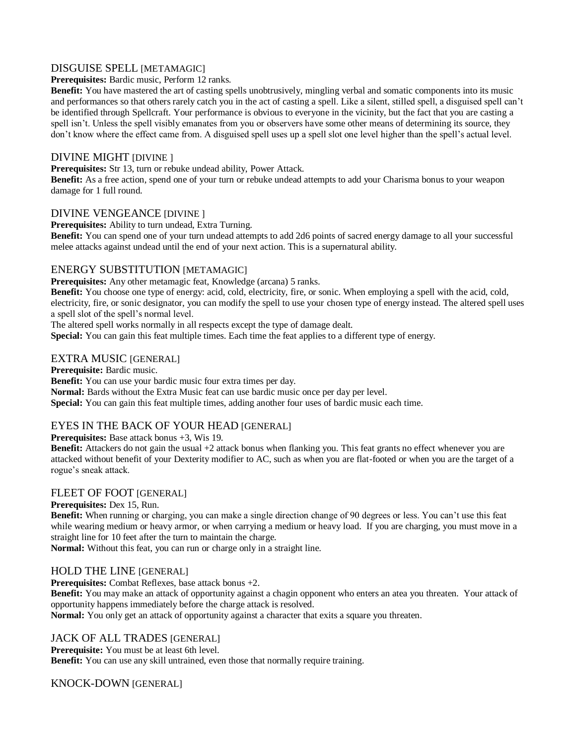## DISGUISE SPELL [METAMAGIC]

**Prerequisites:** Bardic music, Perform 12 ranks.
**Benefit:** You have mastered the art of casting spells unobtrusively, mingling verbal and somatic components into its music and performances so that others rarely catch you in the act of casting a spell. Like a silent, stilled spell, a disguised spell can't be identified through Spellcraft. Your performance is obvious to everyone in the vicinity, but the fact that you are casting a spell isn't. Unless the spell visibly emanates from you or observers have some other means of determining its source, they don't know where the effect came from. A disguised spell uses up a spell slot one level higher than the spell's actual level.

## DIVINE MIGHT [DIVINE ]

**Prerequisites:** Str 13, turn or rebuke undead ability, Power Attack.
**Benefit:** As a free action, spend one of your turn or rebuke undead attempts to add your Charisma bonus to your weapon damage for 1 full round.

## DIVINE VENGEANCE [DIVINE ]

**Prerequisites:** Ability to turn undead, Extra Turning.
**Benefit:** You can spend one of your turn undead attempts to add 2d6 points of sacred energy damage to all your successful melee attacks against undead until the end of your next action. This is a supernatural ability.

## ENERGY SUBSTITUTION [METAMAGIC]

**Prerequisites:** Any other metamagic feat, Knowledge (arcana) 5 ranks.
**Benefit:** You choose one type of energy: acid, cold, electricity, fire, or sonic. When employing a spell with the acid, cold, electricity, fire, or sonic designator, you can modify the spell to use your chosen type of energy instead. The altered spell uses a spell slot of the spell's normal level.
The altered spell works normally in all respects except the type of damage dealt.
**Special:** You can gain this feat multiple times. Each time the feat applies to a different type of energy.

## EXTRA MUSIC [GENERAL]

**Prerequisite:** Bardic music.
**Benefit:** You can use your bardic music four extra times per day.
**Normal:** Bards without the Extra Music feat can use bardic music once per day per level.
**Special:** You can gain this feat multiple times, adding another four uses of bardic music each time.

## EYES IN THE BACK OF YOUR HEAD [GENERAL]

**Prerequisites:** Base attack bonus +3, Wis 19.
**Benefit:** Attackers do not gain the usual +2 attack bonus when flanking you. This feat grants no effect whenever you are attacked without benefit of your Dexterity modifier to AC, such as when you are flat-footed or when you are the target of a rogue's sneak attack.

## FLEET OF FOOT [GENERAL]

**Prerequisites:** Dex 15, Run.
**Benefit:** When running or charging, you can make a single direction change of 90 degrees or less. You can't use this feat while wearing medium or heavy armor, or when carrying a medium or heavy load. If you are charging, you must move in a straight line for 10 feet after the turn to maintain the charge.
**Normal:** Without this feat, you can run or charge only in a straight line.

## HOLD THE LINE [GENERAL]

**Prerequisites:** Combat Reflexes, base attack bonus +2.
**Benefit:** You may make an attack of opportunity against a chagin opponent who enters an atea you threaten. Your attack of opportunity happens immediately before the charge attack is resolved.
**Normal:** You only get an attack of opportunity against a character that exits a square you threaten.

## JACK OF ALL TRADES [GENERAL]

**Prerequisite:** You must be at least 6th level.
**Benefit:** You can use any skill untrained, even those that normally require training.

## KNOCK-DOWN [GENERAL]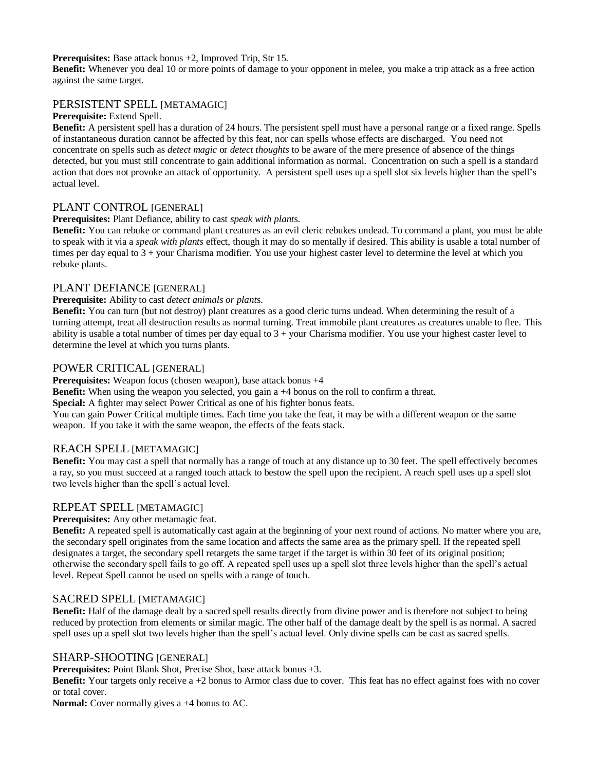**Prerequisites:** Base attack bonus +2, Improved Trip, Str 15.
**Benefit:** Whenever you deal 10 or more points of damage to your opponent in melee, you make a trip attack as a free action against the same target.

## PERSISTENT SPELL [METAMAGIC]

**Prerequisite:** Extend Spell.
**Benefit:** A persistent spell has a duration of 24 hours. The persistent spell must have a personal range or a fixed range. Spells of instantaneous duration cannot be affected by this feat, nor can spells whose effects are discharged. You need not concentrate on spells such as *detect magic* or *detect thoughts* to be aware of the mere presence of absence of the things detected, but you must still concentrate to gain additional information as normal. Concentration on such a spell is a standard action that does not provoke an attack of opportunity. A persistent spell uses up a spell slot six levels higher than the spell's actual level.

## PLANT CONTROL [GENERAL]

**Prerequisites:** Plant Defiance, ability to cast *speak with plant*s.
**Benefit:** You can rebuke or command plant creatures as an evil cleric rebukes undead. To command a plant, you must be able to speak with it via a *speak with plants* effect, though it may do so mentally if desired. This ability is usable a total number of times per day equal to 3 + your Charisma modifier. You use your highest caster level to determine the level at which you rebuke plants.

## PLANT DEFIANCE [GENERAL]

**Prerequisite:** Ability to cast *detect animals or plant*s.
**Benefit:** You can turn (but not destroy) plant creatures as a good cleric turns undead. When determining the result of a turning attempt, treat all destruction results as normal turning. Treat immobile plant creatures as creatures unable to flee. This ability is usable a total number of times per day equal to 3 + your Charisma modifier. You use your highest caster level to determine the level at which you turns plants.

## POWER CRITICAL [GENERAL]

**Prerequisites:** Weapon focus (chosen weapon), base attack bonus +4
**Benefit:** When using the weapon you selected, you gain a +4 bonus on the roll to confirm a threat.
**Special:** A fighter may select Power Critical as one of his fighter bonus feats.
You can gain Power Critical multiple times. Each time you take the feat, it may be with a different weapon or the same weapon. If you take it with the same weapon, the effects of the feats stack.

## REACH SPELL [METAMAGIC]

**Benefit:** You may cast a spell that normally has a range of touch at any distance up to 30 feet. The spell effectively becomes a ray, so you must succeed at a ranged touch attack to bestow the spell upon the recipient. A reach spell uses up a spell slot two levels higher than the spell's actual level.

## REPEAT SPELL [METAMAGIC]

**Prerequisites:** Any other metamagic feat.
**Benefit:** A repeated spell is automatically cast again at the beginning of your next round of actions. No matter where you are, the secondary spell originates from the same location and affects the same area as the primary spell. If the repeated spell designates a target, the secondary spell retargets the same target if the target is within 30 feet of its original position; otherwise the secondary spell fails to go off. A repeated spell uses up a spell slot three levels higher than the spell's actual level. Repeat Spell cannot be used on spells with a range of touch.

## SACRED SPELL [METAMAGIC]

**Benefit:** Half of the damage dealt by a sacred spell results directly from divine power and is therefore not subject to being reduced by protection from elements or similar magic. The other half of the damage dealt by the spell is as normal. A sacred spell uses up a spell slot two levels higher than the spell's actual level. Only divine spells can be cast as sacred spells.

## SHARP-SHOOTING [GENERAL]

**Prerequisites:** Point Blank Shot, Precise Shot, base attack bonus +3.
**Benefit:** Your targets only receive a +2 bonus to Armor class due to cover. This feat has no effect against foes with no cover or total cover.
**Normal:** Cover normally gives a +4 bonus to AC.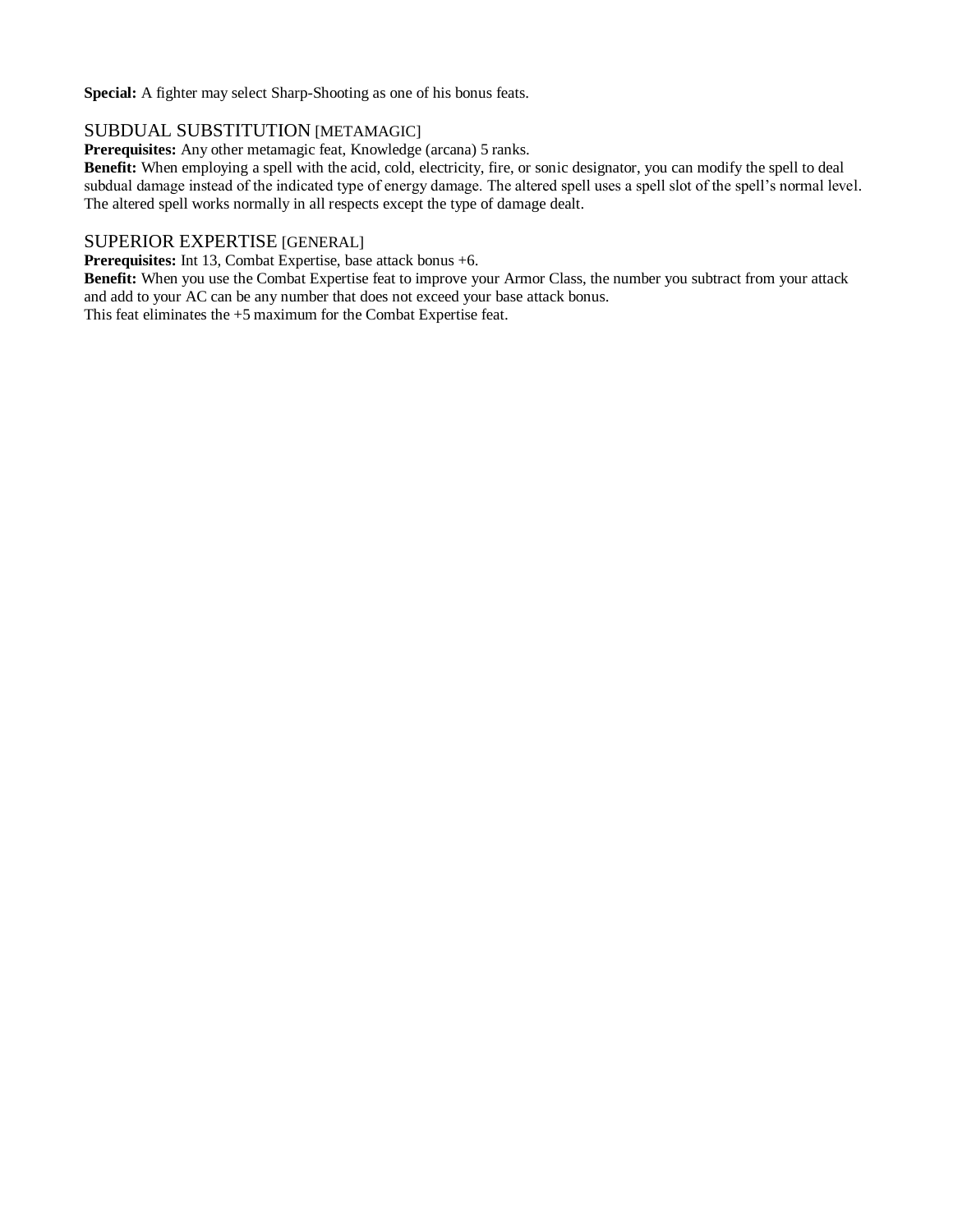**Special:** A fighter may select Sharp-Shooting as one of his bonus feats.

### SUBDUAL SUBSTITUTION [METAMAGIC]

**Prerequisites:** Any other metamagic feat, Knowledge (arcana) 5 ranks.

**Benefit:** When employing a spell with the acid, cold, electricity, fire, or sonic designator, you can modify the spell to deal subdual damage instead of the indicated type of energy damage. The altered spell uses a spell slot of the spell's normal level. The altered spell works normally in all respects except the type of damage dealt.

### SUPERIOR EXPERTISE [GENERAL]

**Prerequisites:** Int 13, Combat Expertise, base attack bonus +6.

**Benefit:** When you use the Combat Expertise feat to improve your Armor Class, the number you subtract from your attack and add to your AC can be any number that does not exceed your base attack bonus.

This feat eliminates the +5 maximum for the Combat Expertise feat.